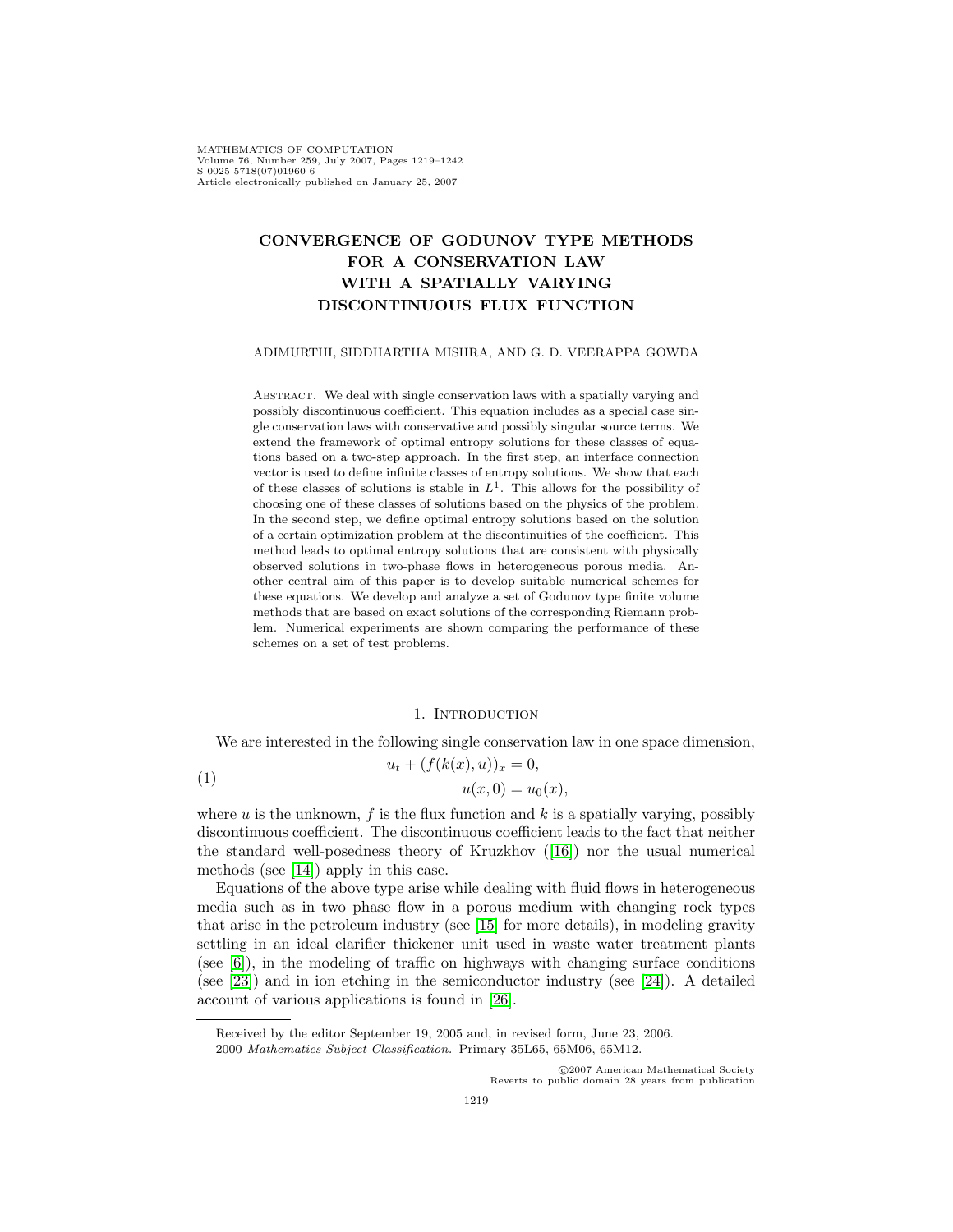# CONVERGENCE OF GODUNOV TYPE METHODS FOR A CONSERVATION LAW WITH A SPATIALLY VARYING DISCONTINUOUS FLUX FUNCTION

ADIMURTHI, SIDDHARTHA MISHRA, AND G. D. VEERAPPA GOWDA

ABSTRACT. We deal with single conservation laws with a spatially varying and possibly discontinuous coefficient. This equation includes as a special case single conservation laws with conservative and possibly singular source terms. We extend the framework of optimal entropy solutions for these classes of equations based on a two-step approach. In the first step, an interface connection vector is used to define infinite classes of entropy solutions. We show that each of these classes of solutions is stable in $L^1$. This allows for the possibility of choosing one of these classes of solutions based on the physics of the problem. In the second step, we define optimal entropy solutions based on the solution of a certain optimization problem at the discontinuities of the coefficient. This method leads to optimal entropy solutions that are consistent with physically observed solutions in two-phase flows in heterogeneous porous media. Another central aim of this paper is to develop suitable numerical schemes for these equations. We develop and analyze a set of Godunov type finite volume methods that are based on exact solutions of the corresponding Riemann problem. Numerical experiments are shown comparing the performance of these schemes on a set of test problems.

## 1. Introduction

We are interested in the following single conservation law in one space dimension,

$$u_t + (f(k(x), u))_x = 0, \tag{1}$$
$$u(x, 0) = u_0(x),$$

where $u$ is the unknown, $f$ is the flux function and $k$ is a spatially varying, possibly discontinuous coefficient. The discontinuous coefficient leads to the fact that neither the standard well-posedness theory of Kruzhkov ([16]) nor the usual numerical methods (see [14]) apply in this case.

Equations of the above type arise while dealing with fluid flows in heterogeneous media such as in two phase flow in a porous medium with changing rock types that arise in the petroleum industry (see [15] for more details), in modeling gravity settling in an ideal clarifier thickener unit used in waste water treatment plants (see [6]), in the modeling of traffic on highways with changing surface conditions (see [23]) and in ion etching in the semiconductor industry (see [24]). A detailed account of various applications is found in [26].

Received by the editor September 19, 2005 and, in revised form, June 23, 2006.

2000 *Mathematics Subject Classification.* Primary 35L65, 65M06, 65M12.

©2007 American Mathematical Society
Reverts to public domain 28 years from publication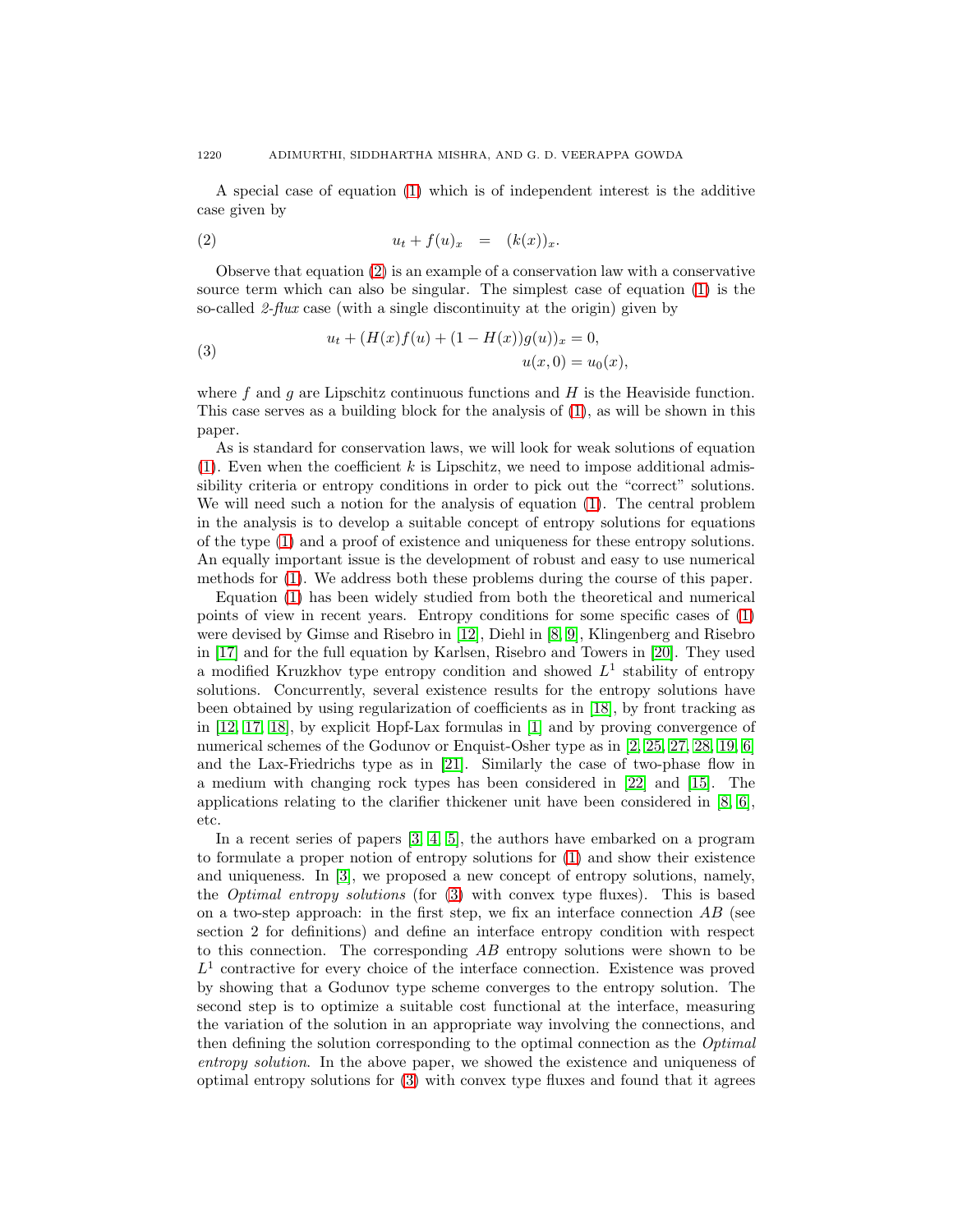A special case of equation (1) which is of independent interest is the additive case given by

$$u_t + f(u)_x = (k(x))_x. \tag{2}$$

Observe that equation (2) is an example of a conservation law with a conservative source term which can also be singular. The simplest case of equation (1) is the so-called *2-flux* case (with a single discontinuity at the origin) given by

$$\begin{aligned} u_t + (H(x)f(u) + (1 - H(x))g(u))_x = 0, \\ u(x, 0) = u_0(x), \end{aligned} \tag{3}$$

where $f$ and $g$ are Lipschitz continuous functions and $H$ is the Heaviside function. This case serves as a building block for the analysis of (1), as will be shown in this paper.

As is standard for conservation laws, we will look for weak solutions of equation (1). Even when the coefficient $k$ is Lipschitz, we need to impose additional admissibility criteria or entropy conditions in order to pick out the "correct" solutions. We will need such a notion for the analysis of equation (1). The central problem in the analysis is to develop a suitable concept of entropy solutions for equations of the type (1) and a proof of existence and uniqueness for these entropy solutions. An equally important issue is the development of robust and easy to use numerical methods for (1). We address both these problems during the course of this paper.

Equation (1) has been widely studied from both the theoretical and numerical points of view in recent years. Entropy conditions for some specific cases of (1) were devised by Gimse and Risebro in [12], Diehl in [8, 9], Klingenberg and Risebro in [17] and for the full equation by Karlsen, Risebro and Towers in [20]. They used a modified Kruzkhov type entropy condition and showed $L^1$ stability of entropy solutions. Concurrently, several existence results for the entropy solutions have been obtained by using regularization of coefficients as in [18], by front tracking as in [12, 17, 18], by explicit Hopf-Lax formulas in [1] and by proving convergence of numerical schemes of the Godunov or Enquist-Osher type as in [2, 25, 27, 28, 19, 6] and the Lax-Friedrichs type as in [21]. Similarly the case of two-phase flow in a medium with changing rock types has been considered in [22] and [15]. The applications relating to the clarifier thickener unit have been considered in [8, 6], etc.

In a recent series of papers [3, 4, 5], the authors have embarked on a program to formulate a proper notion of entropy solutions for (1) and show their existence and uniqueness. In [3], we proposed a new concept of entropy solutions, namely, the *Optimal entropy solutions* (for (3) with convex type fluxes). This is based on a two-step approach: in the first step, we fix an interface connection $AB$ (see section 2 for definitions) and define an interface entropy condition with respect to this connection. The corresponding $AB$ entropy solutions were shown to be $L^1$ contractive for every choice of the interface connection. Existence was proved by showing that a Godunov type scheme converges to the entropy solution. The second step is to optimize a suitable cost functional at the interface, measuring the variation of the solution in an appropriate way involving the connections, and then defining the solution corresponding to the optimal connection as the *Optimal entropy solution*. In the above paper, we showed the existence and uniqueness of optimal entropy solutions for (3) with convex type fluxes and found that it agrees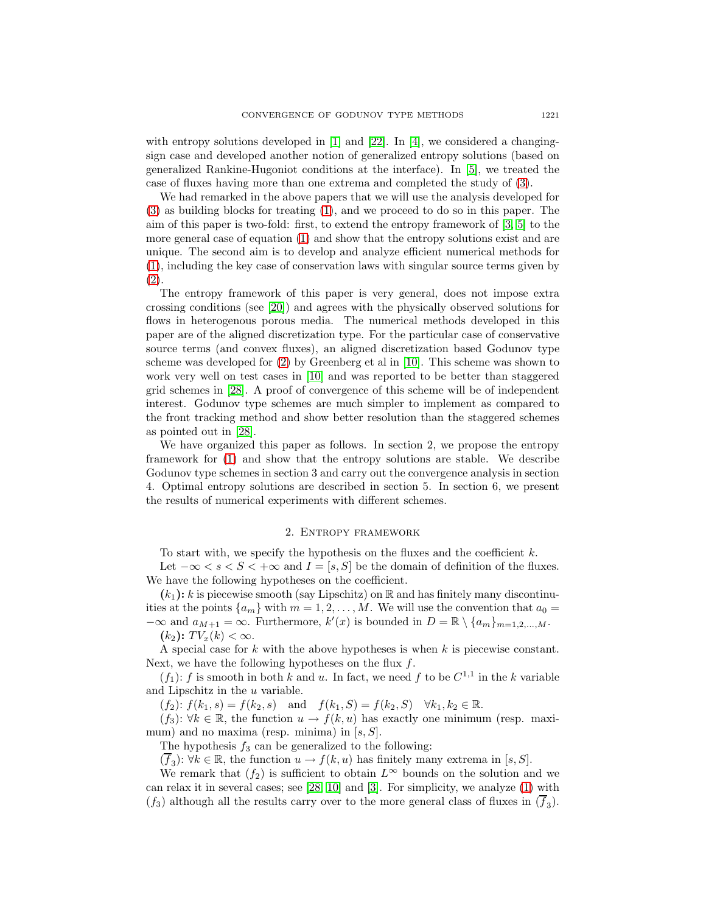with entropy solutions developed in [1] and [22]. In [4], we considered a changing-sign case and developed another notion of generalized entropy solutions (based on generalized Rankine-Hugoniot conditions at the interface). In [5], we treated the case of fluxes having more than one extrema and completed the study of (3).

We had remarked in the above papers that we will use the analysis developed for (3) as building blocks for treating (1), and we proceed to do so in this paper. The aim of this paper is two-fold: first, to extend the entropy framework of [3, 5] to the more general case of equation (1) and show that the entropy solutions exist and are unique. The second aim is to develop and analyze efficient numerical methods for (1), including the key case of conservation laws with singular source terms given by (2).

The entropy framework of this paper is very general, does not impose extra crossing conditions (see [20]) and agrees with the physically observed solutions for flows in heterogenous porous media. The numerical methods developed in this paper are of the aligned discretization type. For the particular case of conservative source terms (and convex fluxes), an aligned discretization based Godunov type scheme was developed for (2) by Greenberg et al in [10]. This scheme was shown to work very well on test cases in [10] and was reported to be better than staggered grid schemes in [28]. A proof of convergence of this scheme will be of independent interest. Godunov type schemes are much simpler to implement as compared to the front tracking method and show better resolution than the staggered schemes as pointed out in [28].

We have organized this paper as follows. In section 2, we propose the entropy framework for (1) and show that the entropy solutions are stable. We describe Godunov type schemes in section 3 and carry out the convergence analysis in section 4. Optimal entropy solutions are described in section 5. In section 6, we present the results of numerical experiments with different schemes.

## 2. Entropy framework

To start with, we specify the hypothesis on the fluxes and the coefficient $k$.

Let $-\infty < s < S < +\infty$ and $I = [s, S]$ be the domain of definition of the fluxes. We have the following hypotheses on the coefficient.

**($k_1$):** $k$ is piecewise smooth (say Lipschitz) on $\mathbb{R}$ and has finitely many discontinuities at the points $\{a_m\}$ with $m = 1, 2, \ldots, M$. We will use the convention that $a_0 = -\infty$ and $a_{M+1} = \infty$. Furthermore, $k'(x)$ is bounded in $D = \mathbb{R} \setminus \{a_m\}_{m=1,2,\ldots,M}$.

**($k_2$):** $TV_x(k) < \infty$.

A special case for $k$ with the above hypotheses is when $k$ is piecewise constant. Next, we have the following hypotheses on the flux $f$.

($f_1$): $f$ is smooth in both $k$ and $u$. In fact, we need $f$ to be $C^{1,1}$ in the $k$ variable and Lipschitz in the $u$ variable.

($f_2$): $f(k_1, s) = f(k_2, s) \quad \text{and} \quad f(k_1, S) = f(k_2, S) \quad \forall k_1, k_2 \in \mathbb{R}$.

($f_3$): $\forall k \in \mathbb{R}$, the function $u \to f(k, u)$ has exactly one minimum (resp. maximum) and no maxima (resp. minima) in $[s, S]$.

The hypothesis $f_3$ can be generalized to the following:

($\overline{f}_3$): $\forall k \in \mathbb{R}$, the function $u \to f(k, u)$ has finitely many extrema in $[s, S]$.

We remark that ($f_2$) is sufficient to obtain $L^\infty$ bounds on the solution and we can relax it in several cases; see [28, 10] and [3]. For simplicity, we analyze (1) with ($f_3$) although all the results carry over to the more general class of fluxes in ($\overline{f}_3$).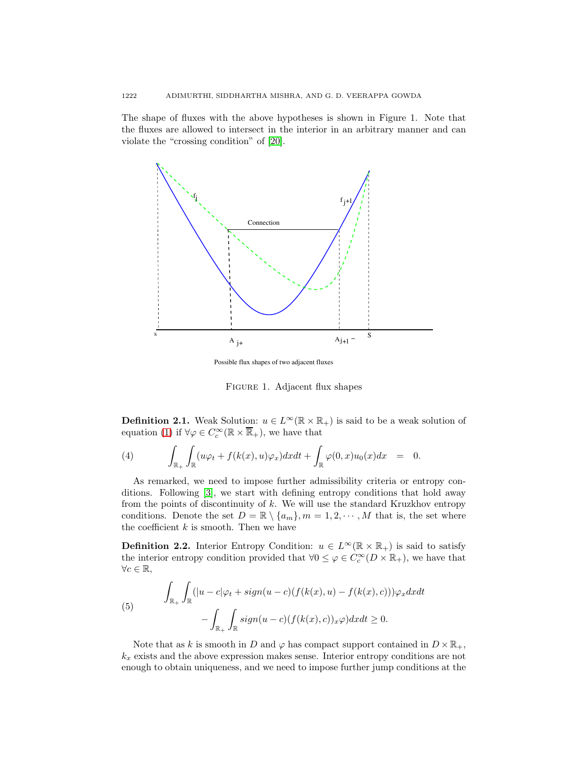The shape of fluxes with the above hypotheses is shown in Figure 1. Note that the fluxes are allowed to intersect in the interior in an arbitrary manner and can violate the "crossing condition" of [20].

Possible flux shapes of two adjacent fluxes

FIGURE 1. Adjacent flux shapes

**Definition 2.1.** Weak Solution: $u \in L^\infty(\mathbb{R} \times \mathbb{R}_+)$ is said to be a weak solution of equation (1) if $\forall \varphi \in C_c^\infty(\mathbb{R} \times \overline{\mathbb{R}}_+)$, we have that

$$\int_{\mathbb{R}_+} \int_{\mathbb{R}} (u\varphi_t + f(k(x), u)\varphi_x) dx dt + \int_{\mathbb{R}} \varphi(0, x) u_0(x) dx \quad = \quad 0. \tag{4}$$

As remarked, we need to impose further admissibility criteria or entropy conditions. Following [3], we start with defining entropy conditions that hold away from the points of discontinuity of $k$. We will use the standard Kruzkhov entropy conditions. Denote the set $D = \mathbb{R} \setminus \{a_m\}, m = 1, 2, \cdots, M$ that is, the set where the coefficient $k$ is smooth. Then we have

**Definition 2.2.** Interior Entropy Condition: $u \in L^\infty(\mathbb{R} \times \mathbb{R}_+)$ is said to satisfy the interior entropy condition provided that $\forall 0 \leq \varphi \in C_c^\infty(D \times \mathbb{R}_+)$, we have that $\forall c \in \mathbb{R}$,

$$\begin{aligned} &\int_{\mathbb{R}_+} \int_{\mathbb{R}} (|u - c|\varphi_t + sign(u - c)(f(k(x), u) - f(k(x), c)))\varphi_x dx dt \\ &\qquad - \int_{\mathbb{R}_+} \int_{\mathbb{R}} sign(u - c)(f(k(x), c))_x \varphi) dx dt \geq 0. \end{aligned} \tag{5}$$

Note that as $k$ is smooth in $D$ and $\varphi$ has compact support contained in $D \times \mathbb{R}_+$, $k_x$ exists and the above expression makes sense. Interior entropy conditions are not enough to obtain uniqueness, and we need to impose further jump conditions at the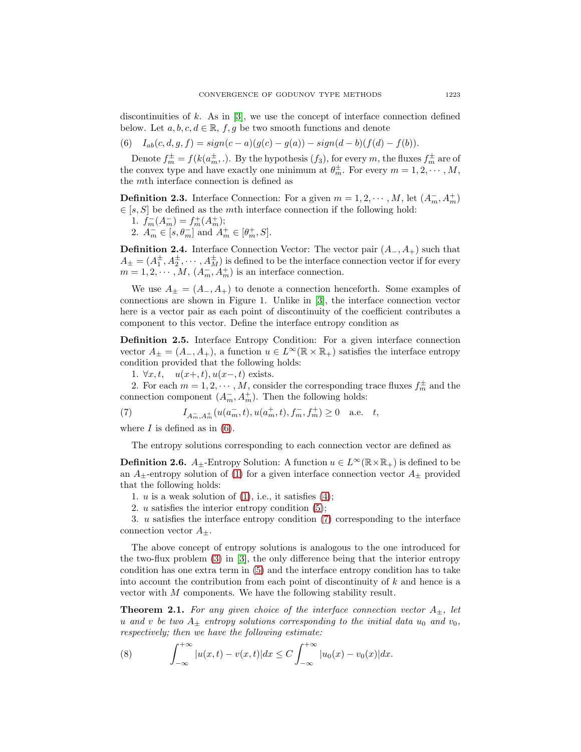discontinuities of $k$. As in [3], we use the concept of interface connection defined below. Let $a, b, c, d \in \mathbb{R}$, $f, g$ be two smooth functions and denote

$$I_{ab}(c, d, g, f) = sign(c - a)(g(c) - g(a)) - sign(d - b)(f(d) - f(b)). \tag{6}$$

Denote $f_m^{\pm} = f(k(a_m^{\pm}, .)$. By the hypothesis $(f_3)$, for every $m$, the fluxes $f_m^{\pm}$ are of the convex type and have exactly one minimum at $\theta_m^{\pm}$. For every $m = 1, 2, \cdots, M$, the $m$th interface connection is defined as

**Definition 2.3.** Interface Connection: For a given $m = 1, 2, \cdots, M$, let $(A_m^-, A_m^+) \in [s, S]$ be defined as the $m$th interface connection if the following hold:

1. $f_m^-(A_m^-) = f_m^+(A_m^+)$;
2. $A_m^- \in [s, \theta_m^-]$ and $A_m^+ \in [\theta_m^+, S]$.

**Definition 2.4.** Interface Connection Vector: The vector pair $(A_-, A_+)$ such that $A_{\pm} = (A_1^{\pm}, A_2^{\pm}, \cdots, A_M^{\pm})$ is defined to be the interface connection vector if for every $m = 1, 2, \cdots, M$, $(A_m^-, A_m^+)$ is an interface connection.

We use $A_{\pm} = (A_-, A_+)$ to denote a connection henceforth. Some examples of connections are shown in Figure 1. Unlike in [3], the interface connection vector here is a vector pair as each point of discontinuity of the coefficient contributes a component to this vector. Define the interface entropy condition as

**Definition 2.5.** Interface Entropy Condition: For a given interface connection vector $A_{\pm} = (A_-, A_+)$, a function $u \in L^{\infty}(\mathbb{R} \times \mathbb{R}_+)$ satisfies the interface entropy condition provided that the following holds:

1. $\forall x, t, \quad u(x+, t), u(x-, t)$ exists.
2. For each $m = 1, 2, \cdots, M$, consider the corresponding trace fluxes $f_m^{\pm}$ and the connection component $(A_m^-, A_m^+)$. Then the following holds:

$$I_{A_m^-, A_m^+}(u(a_m^-, t), u(a_m^+, t), f_m^-, f_m^+) \geq 0 \quad \text{a.e.} \quad t, \tag{7}$$

where $I$ is defined as in (6).

The entropy solutions corresponding to each connection vector are defined as

**Definition 2.6.** $A_{\pm}$-Entropy Solution: A function $u \in L^{\infty}(\mathbb{R} \times \mathbb{R}_+)$ is defined to be an $A_{\pm}$-entropy solution of (1) for a given interface connection vector $A_{\pm}$ provided that the following holds:

1. $u$ is a weak solution of (1), i.e., it satisfies (4);
2. $u$ satisfies the interior entropy condition (5);
3. $u$ satisfies the interface entropy condition (7) corresponding to the interface connection vector $A_{\pm}$.

The above concept of entropy solutions is analogous to the one introduced for the two-flux problem (3) in [3], the only difference being that the interior entropy condition has one extra term in (5) and the interface entropy condition has to take into account the contribution from each point of discontinuity of $k$ and hence is a vector with $M$ components. We have the following stability result.

**Theorem 2.1.** *For any given choice of the interface connection vector $A_{\pm}$, let $u$ and $v$ be two $A_{\pm}$ entropy solutions corresponding to the initial data $u_0$ and $v_0$, respectively; then we have the following estimate:*

$$\int_{-\infty}^{+\infty} |u(x, t) - v(x, t)| dx \leq C \int_{-\infty}^{+\infty} |u_0(x) - v_0(x)| dx. \tag{8}$$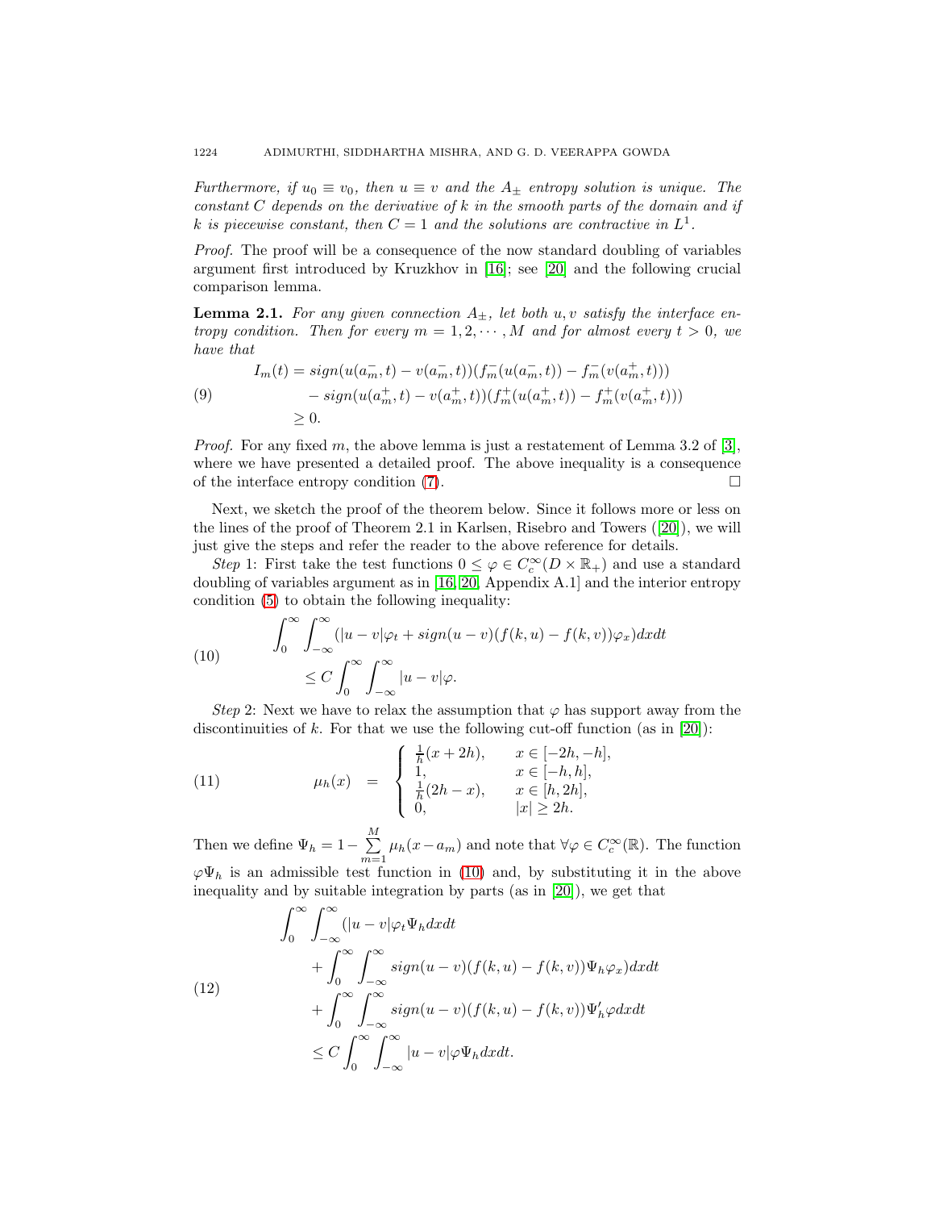*Furthermore, if $u_0 \equiv v_0$, then $u \equiv v$ and the $A_\pm$ entropy solution is unique. The constant $C$ depends on the derivative of $k$ in the smooth parts of the domain and if $k$ is piecewise constant, then $C = 1$ and the solutions are contractive in $L^1$.*

*Proof.* The proof will be a consequence of the now standard doubling of variables argument first introduced by Kruzkhov in [16]; see [20] and the following crucial comparison lemma.

**Lemma 2.1.** *For any given connection $A_\pm$, let both $u, v$ satisfy the interface entropy condition. Then for every $m = 1, 2, \cdots, M$ and for almost every $t > 0$, we have that*

$$
\begin{aligned}
I_m(t) = \; & sign(u(a_m^-, t) - v(a_m^-, t))(f_m^-(u(a_m^-, t)) - f_m^-(v(a_m^+, t))) \\
& - sign(u(a_m^+, t) - v(a_m^+, t))(f_m^+(u(a_m^+, t)) - f_m^+(v(a_m^+, t))) \\
\geq \; & 0.
\end{aligned} \tag{9}
$$

*Proof.* For any fixed $m$, the above lemma is just a restatement of Lemma 3.2 of [3], where we have presented a detailed proof. The above inequality is a consequence of the interface entropy condition (7). □

Next, we sketch the proof of the theorem below. Since it follows more or less on the lines of the proof of Theorem 2.1 in Karlsen, Risebro and Towers ([20]), we will just give the steps and refer the reader to the above reference for details.

*Step* 1: First take the test functions $0 \leq \varphi \in C_c^\infty(D \times \mathbb{R}_+)$ and use a standard doubling of variables argument as in [16, 20, Appendix A.1] and the interior entropy condition (5) to obtain the following inequality:

$$
\begin{aligned}
& \int_0^\infty \int_{-\infty}^\infty (|u - v|\varphi_t + sign(u - v)(f(k, u) - f(k, v))\varphi_x) dx dt \\
& \quad \leq C \int_0^\infty \int_{-\infty}^\infty |u - v|\varphi.
\end{aligned} \tag{10}
$$

*Step* 2: Next we have to relax the assumption that $\varphi$ has support away from the discontinuities of $k$. For that we use the following cut-off function (as in [20]):

$$
\mu_h(x) = \begin{cases} \frac{1}{h}(x + 2h), & x \in [-2h, -h], \\ 1, & x \in [-h, h], \\ \frac{1}{h}(2h - x), & x \in [h, 2h], \\ 0, & |x| \geq 2h. \end{cases} \tag{11}
$$

Then we define $\Psi_h = 1 - \sum_{m=1}^{M} \mu_h(x - a_m)$ and note that $\forall \varphi \in C_c^\infty(\mathbb{R})$. The function $\varphi\Psi_h$ is an admissible test function in (10) and, by substituting it in the above inequality and by suitable integration by parts (as in [20]), we get that

$$
\begin{aligned}
& \int_0^\infty \int_{-\infty}^\infty (|u - v|\varphi_t \Psi_h dx dt \\
& \quad + \int_0^\infty \int_{-\infty}^\infty sign(u - v)(f(k, u) - f(k, v))\Psi_h \varphi_x) dx dt \\
& \quad + \int_0^\infty \int_{-\infty}^\infty sign(u - v)(f(k, u) - f(k, v))\Psi_h' \varphi dx dt \\
& \quad \leq C \int_0^\infty \int_{-\infty}^\infty |u - v|\varphi \Psi_h dx dt.
\end{aligned} \tag{12}
$$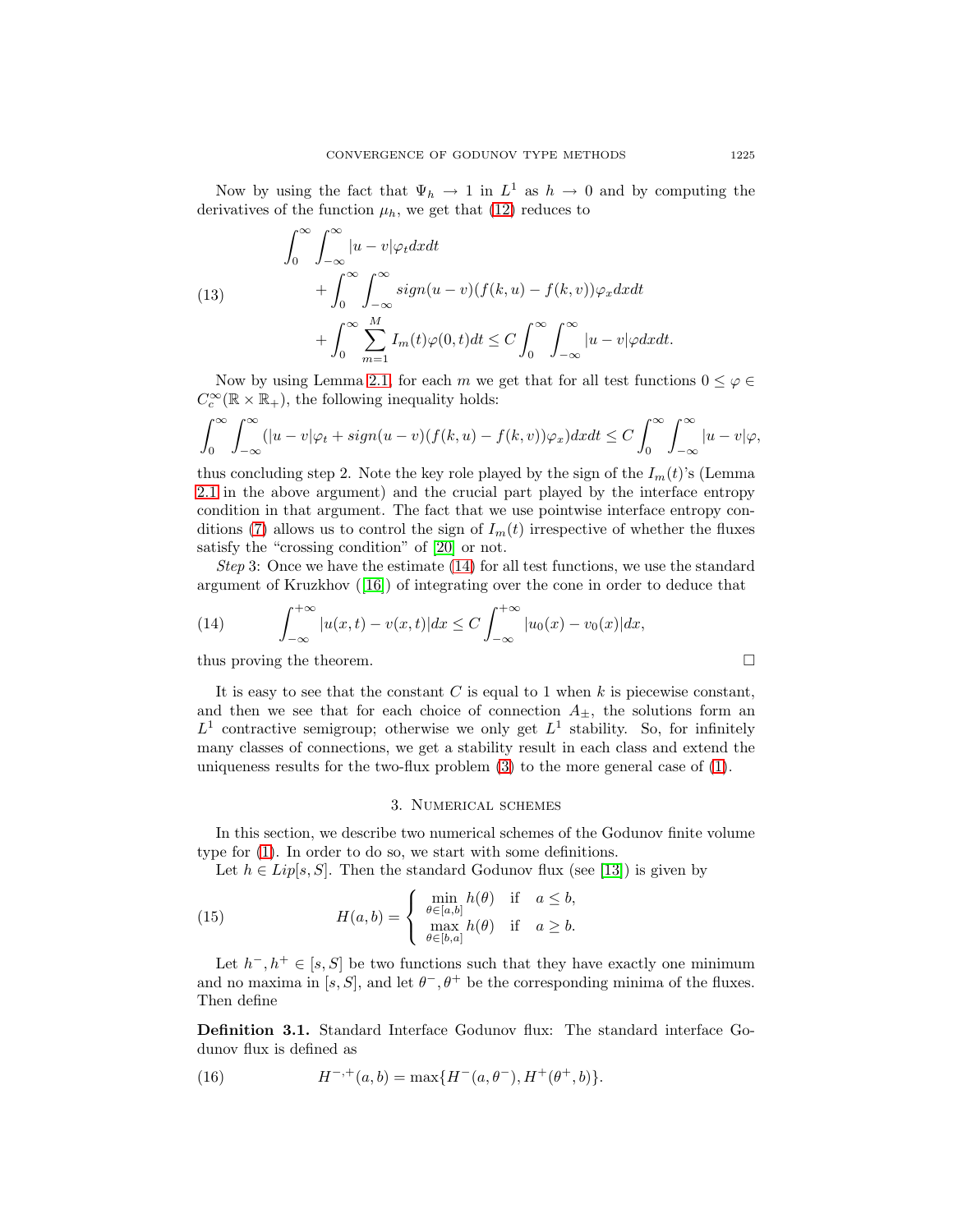Now by using the fact that $\Psi_h \to 1$ in $L^1$ as $h \to 0$ and by computing the derivatives of the function $\mu_h$, we get that (12) reduces to

$$
\begin{aligned}
&\int_0^\infty \int_{-\infty}^\infty |u-v|\varphi_t dxdt \\
&\quad + \int_0^\infty \int_{-\infty}^\infty sign(u-v)(f(k,u)-f(k,v))\varphi_x dxdt \\
&\quad + \int_0^\infty \sum_{m=1}^M I_m(t)\varphi(0,t)dt \le C\int_0^\infty \int_{-\infty}^\infty |u-v|\varphi dxdt.
\end{aligned}
\tag{13}
$$

Now by using Lemma 2.1, for each $m$ we get that for all test functions $0 \le \varphi \in C_c^\infty(\mathbb{R} \times \mathbb{R}_+)$, the following inequality holds:

$$
\int_0^\infty \int_{-\infty}^\infty (|u-v|\varphi_t + sign(u-v)(f(k,u)-f(k,v))\varphi_x)dxdt \le C\int_0^\infty \int_{-\infty}^\infty |u-v|\varphi,
$$

thus concluding step 2. Note the key role played by the sign of the $I_m(t)$'s (Lemma 2.1 in the above argument) and the crucial part played by the interface entropy condition in that argument. The fact that we use pointwise interface entropy conditions (7) allows us to control the sign of $I_m(t)$ irrespective of whether the fluxes satisfy the "crossing condition" of [20] or not.

*Step* 3: Once we have the estimate (14) for all test functions, we use the standard argument of Kruzkhov ([16]) of integrating over the cone in order to deduce that

$$
\int_{-\infty}^{+\infty} |u(x,t)-v(x,t)|dx \le C\int_{-\infty}^{+\infty} |u_0(x)-v_0(x)|dx,
\tag{14}
$$

thus proving the theorem. □

It is easy to see that the constant $C$ is equal to 1 when $k$ is piecewise constant, and then we see that for each choice of connection $A_\pm$, the solutions form an $L^1$ contractive semigroup; otherwise we only get $L^1$ stability. So, for infinitely many classes of connections, we get a stability result in each class and extend the uniqueness results for the two-flux problem (3) to the more general case of (1).

## 3. Numerical schemes

In this section, we describe two numerical schemes of the Godunov finite volume type for (1). In order to do so, we start with some definitions.

Let $h \in Lip[s,S]$. Then the standard Godunov flux (see [13]) is given by

$$
H(a,b) = \begin{cases} \min\limits_{\theta\in[a,b]} h(\theta) & \text{if} \quad a \le b, \\ \max\limits_{\theta\in[b,a]} h(\theta) & \text{if} \quad a \ge b. \end{cases}
\tag{15}
$$

Let $h^-, h^+ \in [s,S]$ be two functions such that they have exactly one minimum and no maxima in $[s,S]$, and let $\theta^-, \theta^+$ be the corresponding minima of the fluxes. Then define

**Definition 3.1.** Standard Interface Godunov flux: The standard interface Godunov flux is defined as

$$
H^{-,+}(a,b) = \max\{H^-(a,\theta^-), H^+(\theta^+,b)\}.
\tag{16}
$$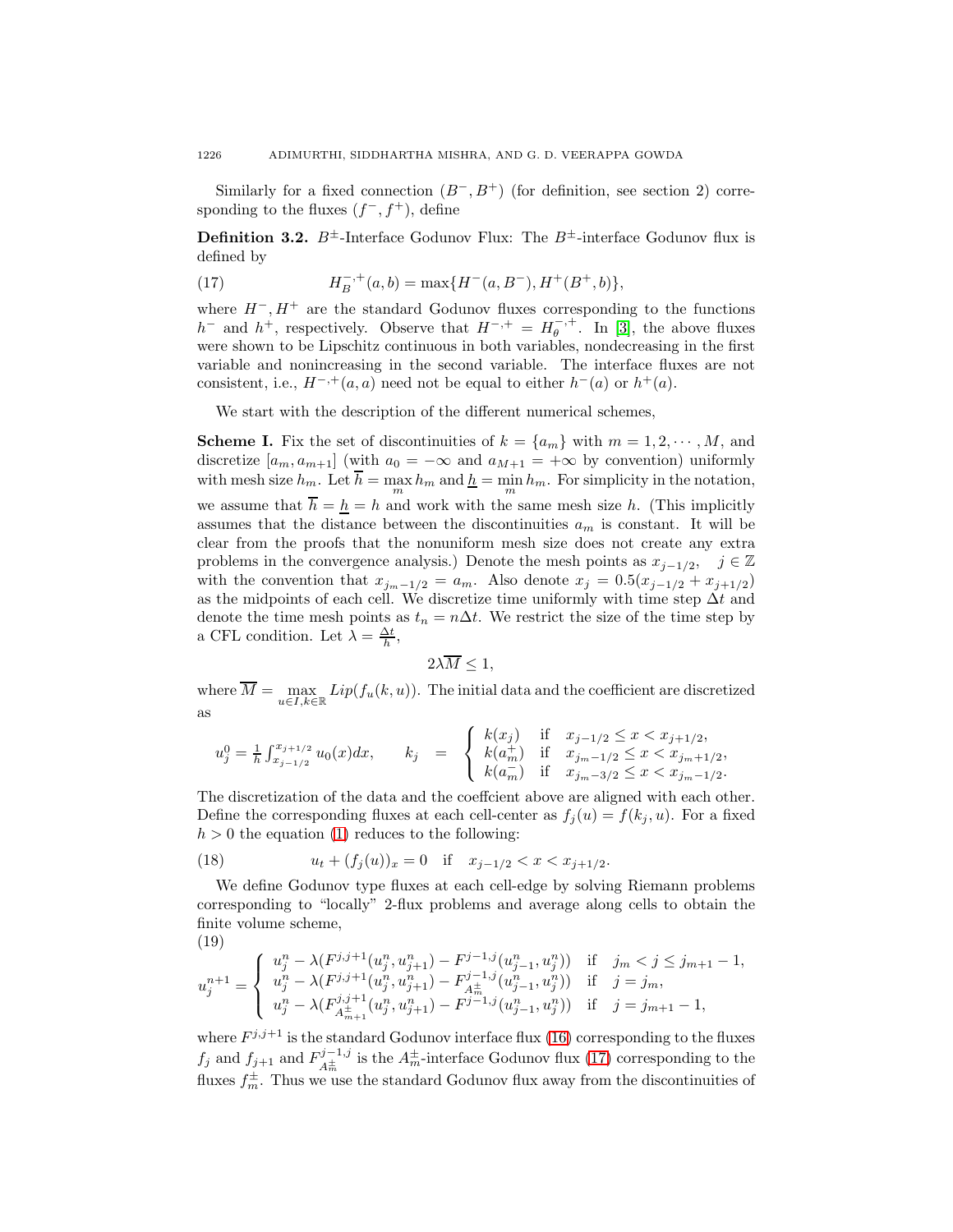Similarly for a fixed connection $(B^-, B^+)$ (for definition, see section 2) corresponding to the fluxes $(f^-, f^+)$, define

**Definition 3.2.** $B^\pm$-Interface Godunov Flux: The $B^\pm$-interface Godunov flux is defined by

$$H_B^{-,+}(a,b) = \max\{H^-(a, B^-), H^+(B^+, b)\}, \tag{17}$$

where $H^-, H^+$ are the standard Godunov fluxes corresponding to the functions $h^-$ and $h^+$, respectively. Observe that $H^{-,+} = H_\theta^{-,+}$. In [3], the above fluxes were shown to be Lipschitz continuous in both variables, nondecreasing in the first variable and nonincreasing in the second variable. The interface fluxes are not consistent, i.e., $H^{-,+}(a,a)$ need not be equal to either $h^-(a)$ or $h^+(a)$.

We start with the description of the different numerical schemes,

**Scheme I.** Fix the set of discontinuities of $k = \{a_m\}$ with $m = 1, 2, \cdots, M$, and discretize $[a_m, a_{m+1}]$ (with $a_0 = -\infty$ and $a_{M+1} = +\infty$ by convention) uniformly with mesh size $h_m$. Let $\overline{h} = \max\limits_m h_m$ and $\underline{h} = \min\limits_m h_m$. For simplicity in the notation, we assume that $\overline{h} = \underline{h} = h$ and work with the same mesh size $h$. (This implicitly assumes that the distance between the discontinuities $a_m$ is constant. It will be clear from the proofs that the nonuniform mesh size does not create any extra problems in the convergence analysis.) Denote the mesh points as $x_{j-1/2}$, $j \in \mathbb{Z}$ with the convention that $x_{j_m - 1/2} = a_m$. Also denote $x_j = 0.5(x_{j-1/2} + x_{j+1/2})$ as the midpoints of each cell. We discretize time uniformly with time step $\Delta t$ and denote the time mesh points as $t_n = n\Delta t$. We restrict the size of the time step by a CFL condition. Let $\lambda = \frac{\Delta t}{h}$,

$$2\lambda \overline{M} \leq 1,$$

where $\overline{M} = \max\limits_{u \in I, k \in \mathbb{R}} Lip(f_u(k,u))$. The initial data and the coefficient are discretized as

$$u_j^0 = \frac{1}{h}\int_{x_{j-1/2}}^{x_{j+1/2}} u_0(x)dx, \qquad k_j = \begin{cases} k(x_j) & \text{if} \quad x_{j-1/2} \leq x < x_{j+1/2}, \\ k(a_m^+) & \text{if} \quad x_{j_m - 1/2} \leq x < x_{j_m + 1/2}, \\ k(a_m^-) & \text{if} \quad x_{j_m - 3/2} \leq x < x_{j_m - 1/2}. \end{cases}$$

The discretization of the data and the coeffcient above are aligned with each other. Define the corresponding fluxes at each cell-center as $f_j(u) = f(k_j, u)$. For a fixed $h > 0$ the equation (1) reduces to the following:

$$u_t + (f_j(u))_x = 0 \quad \text{if} \quad x_{j-1/2} < x < x_{j+1/2}. \tag{18}$$

We define Godunov type fluxes at each cell-edge by solving Riemann problems corresponding to "locally" 2-flux problems and average along cells to obtain the finite volume scheme,

$$u_j^{n+1} = \begin{cases} u_j^n - \lambda(F^{j,j+1}(u_j^n, u_{j+1}^n) - F^{j-1,j}(u_{j-1}^n, u_j^n)) & \text{if} \quad j_m < j \leq j_{m+1} - 1, \\ u_j^n - \lambda(F^{j,j+1}(u_j^n, u_{j+1}^n) - F^{j-1,j}_{A_m^\pm}(u_{j-1}^n, u_j^n)) & \text{if} \quad j = j_m, \\ u_j^n - \lambda(F^{j,j+1}_{A_{m+1}^\pm}(u_j^n, u_{j+1}^n) - F^{j-1,j}(u_{j-1}^n, u_j^n)) & \text{if} \quad j = j_{m+1} - 1, \end{cases} \tag{19}$$

where $F^{j,j+1}$ is the standard Godunov interface flux (16) corresponding to the fluxes $f_j$ and $f_{j+1}$ and $F^{j-1,j}_{A_m^\pm}$ is the $A_m^\pm$-interface Godunov flux (17) corresponding to the fluxes $f_m^\pm$. Thus we use the standard Godunov flux away from the discontinuities of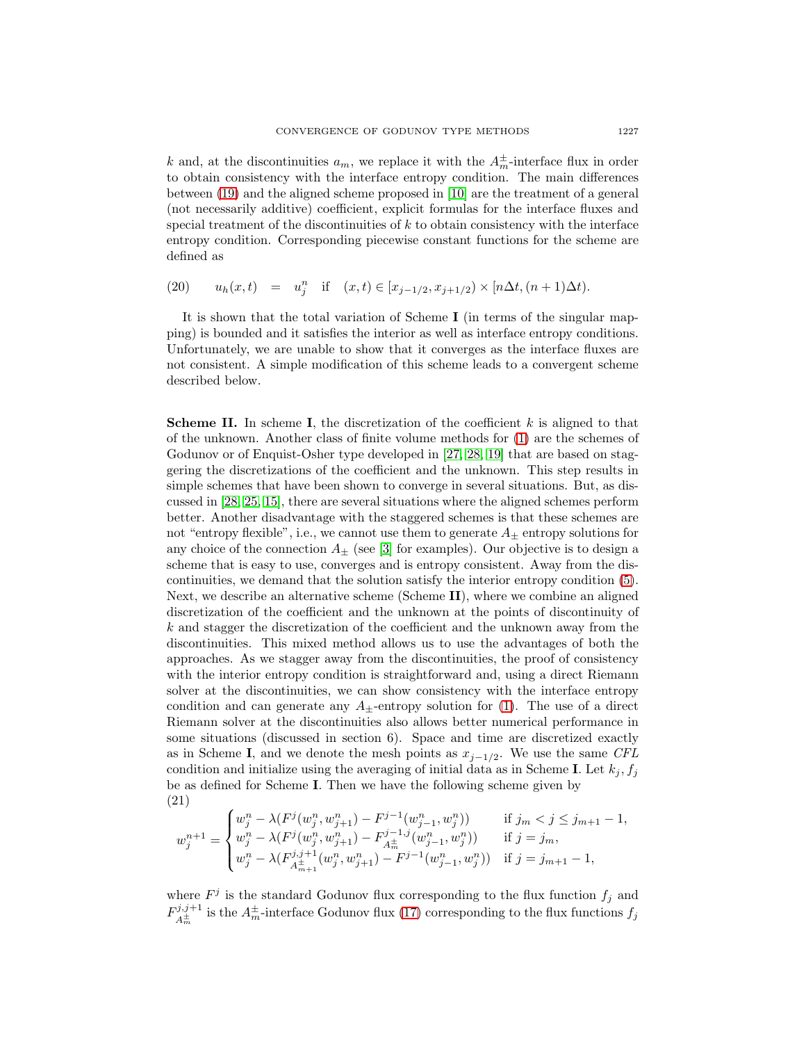$k$ and, at the discontinuities $a_m$, we replace it with the $A_m^\pm$-interface flux in order to obtain consistency with the interface entropy condition. The main differences between (19) and the aligned scheme proposed in [10] are the treatment of a general (not necessarily additive) coefficient, explicit formulas for the interface fluxes and special treatment of the discontinuities of $k$ to obtain consistency with the interface entropy condition. Corresponding piecewise constant functions for the scheme are defined as

$$u_h(x,t) \quad = \quad u_j^n \quad \text{if} \quad (x,t) \in [x_{j-1/2}, x_{j+1/2}) \times [n\Delta t, (n+1)\Delta t). \tag{20}$$

It is shown that the total variation of Scheme **I** (in terms of the singular mapping) is bounded and it satisfies the interior as well as interface entropy conditions. Unfortunately, we are unable to show that it converges as the interface fluxes are not consistent. A simple modification of this scheme leads to a convergent scheme described below.

**Scheme II.** In scheme **I**, the discretization of the coefficient $k$ is aligned to that of the unknown. Another class of finite volume methods for (1) are the schemes of Godunov or of Enquist-Osher type developed in [27, 28, 19] that are based on staggering the discretizations of the coefficient and the unknown. This step results in simple schemes that have been shown to converge in several situations. But, as discussed in [28, 25, 15], there are several situations where the aligned schemes perform better. Another disadvantage with the staggered schemes is that these schemes are not "entropy flexible", i.e., we cannot use them to generate $A_\pm$ entropy solutions for any choice of the connection $A_\pm$ (see [3] for examples). Our objective is to design a scheme that is easy to use, converges and is entropy consistent. Away from the discontinuities, we demand that the solution satisfy the interior entropy condition (5). Next, we describe an alternative scheme (Scheme **II**), where we combine an aligned discretization of the coefficient and the unknown at the points of discontinuity of $k$ and stagger the discretization of the coefficient and the unknown away from the discontinuities. This mixed method allows us to use the advantages of both the approaches. As we stagger away from the discontinuities, the proof of consistency with the interior entropy condition is straightforward and, using a direct Riemann solver at the discontinuities, we can show consistency with the interface entropy condition and can generate any $A_\pm$-entropy solution for (1). The use of a direct Riemann solver at the discontinuities also allows better numerical performance in some situations (discussed in section 6). Space and time are discretized exactly as in Scheme **I**, and we denote the mesh points as $x_{j-1/2}$. We use the same *CFL* condition and initialize using the averaging of initial data as in Scheme **I**. Let $k_j, f_j$ be as defined for Scheme **I**. Then we have the following scheme given by

$$w_j^{n+1} = \begin{cases} w_j^n - \lambda(F^j(w_j^n, w_{j+1}^n) - F^{j-1}(w_{j-1}^n, w_j^n)) & \text{if } j_m < j \le j_{m+1}-1, \\ w_j^n - \lambda(F^j(w_j^n, w_{j+1}^n) - F^{j-1,j}_{A_m^\pm}(w_{j-1}^n, w_j^n)) & \text{if } j = j_m, \\ w_j^n - \lambda(F^{j,j+1}_{A_{m+1}^\pm}(w_j^n, w_{j+1}^n) - F^{j-1}(w_{j-1}^n, w_j^n)) & \text{if } j = j_{m+1}-1, \end{cases} \tag{21}$$

where $F^j$ is the standard Godunov flux corresponding to the flux function $f_j$ and $F^{j,j+1}_{A_m^\pm}$ is the $A_m^\pm$-interface Godunov flux (17) corresponding to the flux functions $f_j$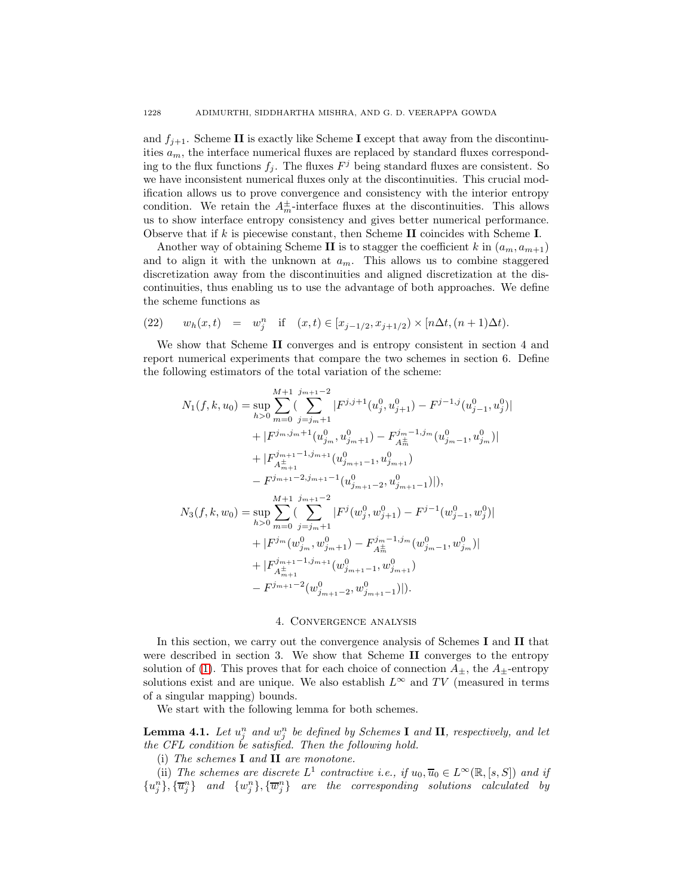and $f_{j+1}$. Scheme **II** is exactly like Scheme **I** except that away from the discontinuities $a_m$, the interface numerical fluxes are replaced by standard fluxes corresponding to the flux functions $f_j$. The fluxes $F^j$ being standard fluxes are consistent. So we have inconsistent numerical fluxes only at the discontinuities. This crucial modification allows us to prove convergence and consistency with the interior entropy condition. We retain the $A_m^{\pm}$-interface fluxes at the discontinuities. This allows us to show interface entropy consistency and gives better numerical performance. Observe that if $k$ is piecewise constant, then Scheme **II** coincides with Scheme **I**.

Another way of obtaining Scheme **II** is to stagger the coefficient $k$ in $(a_m, a_{m+1})$ and to align it with the unknown at $a_m$. This allows us to combine staggered discretization away from the discontinuities and aligned discretization at the discontinuities, thus enabling us to use the advantage of both approaches. We define the scheme functions as

$$
w_h(x,t) \quad = \quad w_j^n \quad \text{if} \quad (x,t) \in [x_{j-1/2}, x_{j+1/2}) \times [n\Delta t, (n+1)\Delta t). \tag{22}
$$

We show that Scheme **II** converges and is entropy consistent in section 4 and report numerical experiments that compare the two schemes in section 6. Define the following estimators of the total variation of the scheme:

$$
\begin{aligned}
N_1(f,k,u_0) = \sup_{h>0} \sum_{m=0}^{M+1} \Big( &\sum_{j=j_m+1}^{j_{m+1}-2} |F^{j,j+1}(u_j^0, u_{j+1}^0) - F^{j-1,j}(u_{j-1}^0, u_j^0)| \\
&+ |F^{j_m, j_m+1}(u_{j_m}^0, u_{j_m+1}^0) - F^{j_m-1, j_m}_{A_m^{\pm}}(u_{j_m-1}^0, u_{j_m}^0)| \\
&+ |F^{j_{m+1}-1, j_{m+1}}_{A_{m+1}^{\pm}}(u_{j_{m+1}-1}^0, u_{j_{m+1}}^0) \\
&- F^{j_{m+1}-2, j_{m+1}-1}(u_{j_{m+1}-2}^0, u_{j_{m+1}-1}^0)| \Big), \\
N_3(f,k,w_0) = \sup_{h>0} \sum_{m=0}^{M+1} \Big( &\sum_{j=j_m+1}^{j_{m+1}-2} |F^{j}(w_j^0, w_{j+1}^0) - F^{j-1}(w_{j-1}^0, w_j^0)| \\
&+ |F^{j_m}(w_{j_m}^0, w_{j_m+1}^0) - F^{j_m-1, j_m}_{A_m^{\pm}}(w_{j_m-1}^0, w_{j_m}^0)| \\
&+ |F^{j_{m+1}-1, j_{m+1}}_{A_{m+1}^{\pm}}(w_{j_{m+1}-1}^0, w_{j_{m+1}}^0) \\
&- F^{j_{m+1}-2}(w_{j_{m+1}-2}^0, w_{j_{m+1}-1}^0)| \Big).
\end{aligned}
$$

## 4. Convergence analysis

In this section, we carry out the convergence analysis of Schemes **I** and **II** that were described in section 3. We show that Scheme **II** converges to the entropy solution of (1). This proves that for each choice of connection $A_{\pm}$, the $A_{\pm}$-entropy solutions exist and are unique. We also establish $L^\infty$ and $TV$ (measured in terms of a singular mapping) bounds.

We start with the following lemma for both schemes.

**Lemma 4.1.** *Let $u_j^n$ and $w_j^n$ be defined by Schemes* **I** *and* **II***, respectively, and let the CFL condition be satisfied. Then the following hold.*

(i) *The schemes* **I** *and* **II** *are monotone.*

(ii) *The schemes are discrete $L^1$ contractive i.e., if $u_0, \overline{u}_0 \in L^\infty(\mathbb{R}, [s,S])$ and if $\{u_j^n\}, \{\overline{u}_j^n\}$ and $\{w_j^n\}, \{\overline{w}_j^n\}$ are the corresponding solutions calculated by*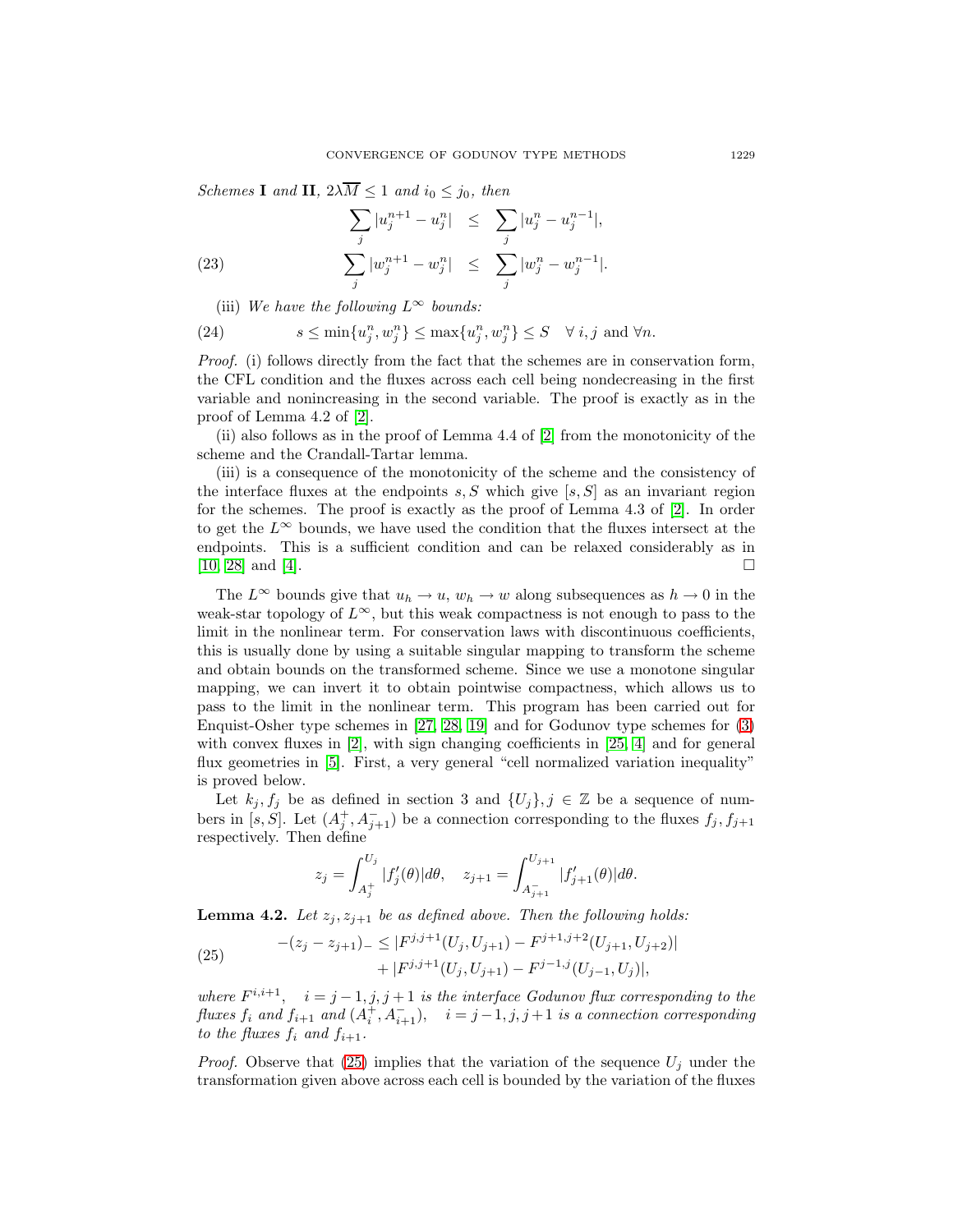*Schemes* **I** *and* **II**, $2\lambda\overline{M} \leq 1$ *and* $i_0 \leq j_0$, *then*

$$
\begin{aligned}
\sum_j |u_j^{n+1} - u_j^n| &\leq \sum_j |u_j^n - u_j^{n-1}|, \\
\sum_j |w_j^{n+1} - w_j^n| &\leq \sum_j |w_j^n - w_j^{n-1}|.
\end{aligned}
\tag{23}
$$

(iii) *We have the following* $L^\infty$ *bounds:*

$$
s \leq \min\{u_j^n, w_j^n\} \leq \max\{u_j^n, w_j^n\} \leq S \quad \forall\, i, j \text{ and } \forall n. \tag{24}
$$

*Proof.* (i) follows directly from the fact that the schemes are in conservation form, the CFL condition and the fluxes across each cell being nondecreasing in the first variable and nonincreasing in the second variable. The proof is exactly as in the proof of Lemma 4.2 of [2].

(ii) also follows as in the proof of Lemma 4.4 of [2] from the monotonicity of the scheme and the Crandall-Tartar lemma.

(iii) is a consequence of the monotonicity of the scheme and the consistency of the interface fluxes at the endpoints $s, S$ which give $[s, S]$ as an invariant region for the schemes. The proof is exactly as the proof of Lemma 4.3 of [2]. In order to get the $L^\infty$ bounds, we have used the condition that the fluxes intersect at the endpoints. This is a sufficient condition and can be relaxed considerably as in [10, 28] and [4]. $\square$

The $L^\infty$ bounds give that $u_h \to u$, $w_h \to w$ along subsequences as $h \to 0$ in the weak-star topology of $L^\infty$, but this weak compactness is not enough to pass to the limit in the nonlinear term. For conservation laws with discontinuous coefficients, this is usually done by using a suitable singular mapping to transform the scheme and obtain bounds on the transformed scheme. Since we use a monotone singular mapping, we can invert it to obtain pointwise compactness, which allows us to pass to the limit in the nonlinear term. This program has been carried out for Enquist-Osher type schemes in [27, 28, 19] and for Godunov type schemes for (3) with convex fluxes in [2], with sign changing coefficients in [25, 4] and for general flux geometries in [5]. First, a very general "cell normalized variation inequality" is proved below.

Let $k_j, f_j$ be as defined in section 3 and $\{U_j\}, j \in \mathbb{Z}$ be a sequence of numbers in $[s, S]$. Let $(A_j^+, A_{j+1}^-)$ be a connection corresponding to the fluxes $f_j, f_{j+1}$ respectively. Then define

$$
z_j = \int_{A_j^+}^{U_j} |f_j'(\theta)| d\theta, \quad z_{j+1} = \int_{A_{j+1}^-}^{U_{j+1}} |f_{j+1}'(\theta)| d\theta.
$$

**Lemma 4.2.** *Let* $z_j, z_{j+1}$ *be as defined above. Then the following holds:*

$$
\begin{aligned}
-(z_j - z_{j+1})_- \leq{}& |F^{j,j+1}(U_j, U_{j+1}) - F^{j+1,j+2}(U_{j+1}, U_{j+2})| \\
&+ |F^{j,j+1}(U_j, U_{j+1}) - F^{j-1,j}(U_{j-1}, U_j)|,
\end{aligned}
\tag{25}
$$

*where* $F^{i,i+1}, \quad i = j-1, j, j+1$ *is the interface Godunov flux corresponding to the fluxes* $f_i$ *and* $f_{i+1}$ *and* $(A_i^+, A_{i+1}^-), \quad i = j-1, j, j+1$ *is a connection corresponding to the fluxes* $f_i$ *and* $f_{i+1}$.

*Proof.* Observe that (25) implies that the variation of the sequence $U_j$ under the transformation given above across each cell is bounded by the variation of the fluxes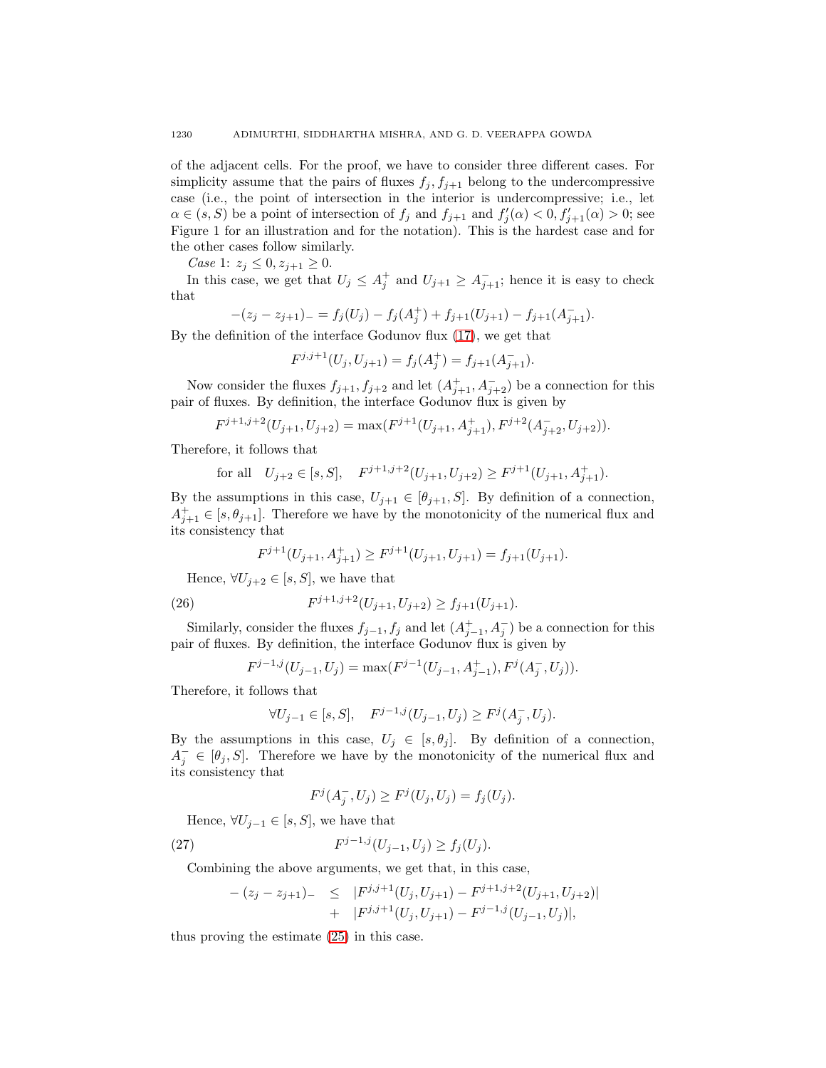of the adjacent cells. For the proof, we have to consider three different cases. For simplicity assume that the pairs of fluxes $f_j, f_{j+1}$ belong to the undercompressive case (i.e., the point of intersection in the interior is undercompressive; i.e., let $\alpha \in (s, S)$ be a point of intersection of $f_j$ and $f_{j+1}$ and $f'_j(\alpha) < 0, f'_{j+1}(\alpha) > 0$; see Figure 1 for an illustration and for the notation). This is the hardest case and for the other cases follow similarly.

*Case* 1: $z_j \leq 0, z_{j+1} \geq 0$.

In this case, we get that $U_j \leq A_j^+$ and $U_{j+1} \geq A_{j+1}^-$; hence it is easy to check that

$$-(z_j - z_{j+1})_- = f_j(U_j) - f_j(A_j^+) + f_{j+1}(U_{j+1}) - f_{j+1}(A_{j+1}^-).$$

By the definition of the interface Godunov flux (17), we get that

$$F^{j,j+1}(U_j, U_{j+1}) = f_j(A_j^+) = f_{j+1}(A_{j+1}^-).$$

Now consider the fluxes $f_{j+1}, f_{j+2}$ and let $(A_{j+1}^+, A_{j+2}^-)$ be a connection for this pair of fluxes. By definition, the interface Godunov flux is given by

$$F^{j+1,j+2}(U_{j+1}, U_{j+2}) = \max(F^{j+1}(U_{j+1}, A_{j+1}^+), F^{j+2}(A_{j+2}^-, U_{j+2})).$$

Therefore, it follows that

$$\text{for all} \quad U_{j+2} \in [s, S], \quad F^{j+1,j+2}(U_{j+1}, U_{j+2}) \geq F^{j+1}(U_{j+1}, A_{j+1}^+).$$

By the assumptions in this case, $U_{j+1} \in [\theta_{j+1}, S]$. By definition of a connection, $A_{j+1}^+ \in [s, \theta_{j+1}]$. Therefore we have by the monotonicity of the numerical flux and its consistency that

$$F^{j+1}(U_{j+1}, A_{j+1}^+) \geq F^{j+1}(U_{j+1}, U_{j+1}) = f_{j+1}(U_{j+1}).$$

Hence, $\forall U_{j+2} \in [s, S]$, we have that

$$F^{j+1,j+2}(U_{j+1}, U_{j+2}) \geq f_{j+1}(U_{j+1}). \tag{26}$$

Similarly, consider the fluxes $f_{j-1}, f_j$ and let $(A_{j-1}^+, A_j^-)$ be a connection for this pair of fluxes. By definition, the interface Godunov flux is given by

$$F^{j-1,j}(U_{j-1}, U_j) = \max(F^{j-1}(U_{j-1}, A_{j-1}^+), F^j(A_j^-, U_j)).$$

Therefore, it follows that

$$\forall U_{j-1} \in [s, S], \quad F^{j-1,j}(U_{j-1}, U_j) \geq F^j(A_j^-, U_j).$$

By the assumptions in this case, $U_j \in [s, \theta_j]$. By definition of a connection, $A_j^- \in [\theta_j, S]$. Therefore we have by the monotonicity of the numerical flux and its consistency that

$$F^j(A_j^-, U_j) \geq F^j(U_j, U_j) = f_j(U_j).$$

Hence, $\forall U_{j-1} \in [s, S]$, we have that

$$F^{j-1,j}(U_{j-1}, U_j) \geq f_j(U_j). \tag{27}$$

Combining the above arguments, we get that, in this case,

$$\begin{aligned} -(z_j - z_{j+1})_- \quad &\leq \quad |F^{j,j+1}(U_j, U_{j+1}) - F^{j+1,j+2}(U_{j+1}, U_{j+2})| \\ &+ \quad |F^{j,j+1}(U_j, U_{j+1}) - F^{j-1,j}(U_{j-1}, U_j)|, \end{aligned}$$

thus proving the estimate (25) in this case.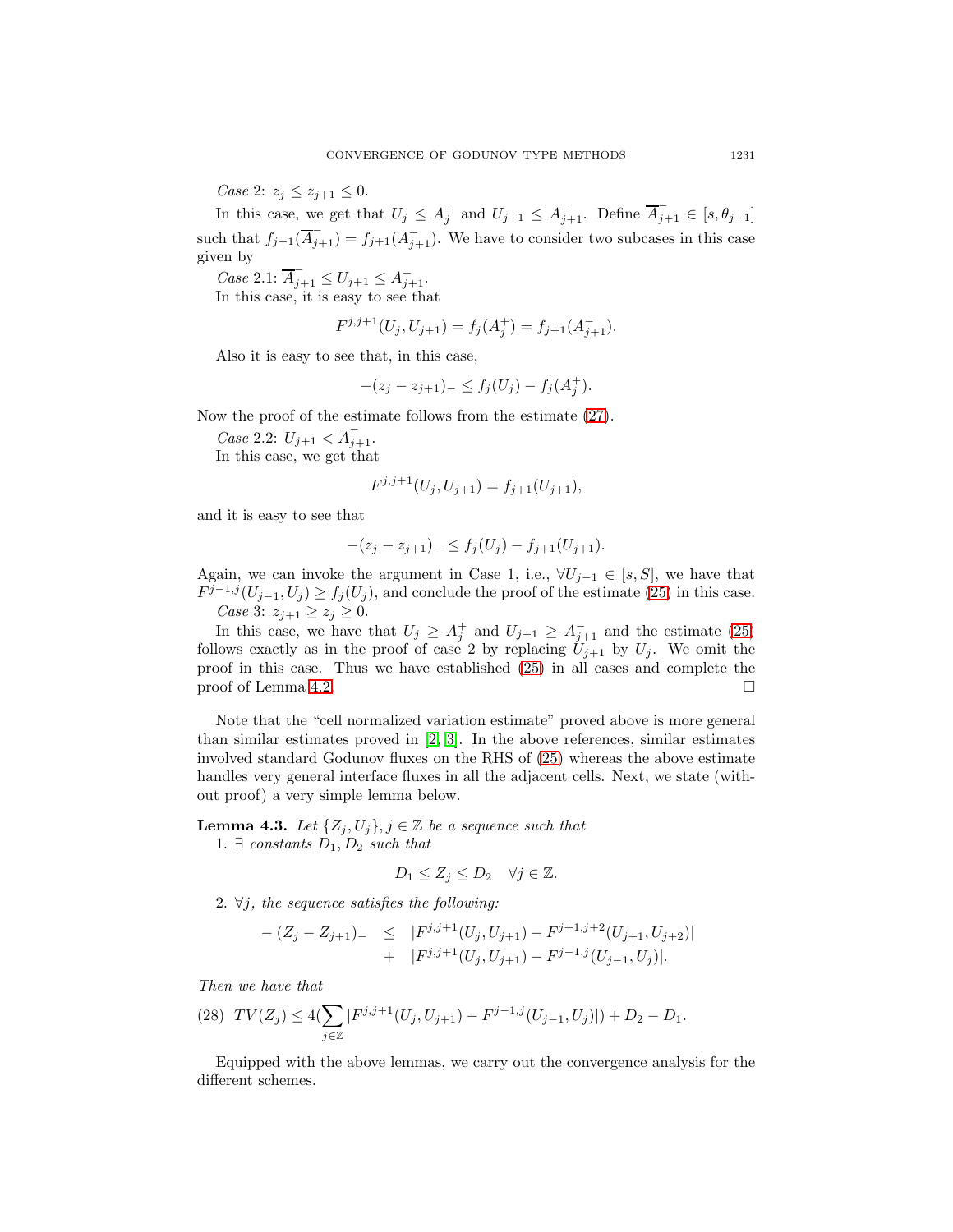*Case* 2: $z_j \leq z_{j+1} \leq 0$.

In this case, we get that $U_j \leq A_j^+$ and $U_{j+1} \leq A_{j+1}^-$. Define $\overline{A}_{j+1}^- \in [s, \theta_{j+1}]$ such that $f_{j+1}(\overline{A}_{j+1}^-) = f_{j+1}(A_{j+1}^-)$. We have to consider two subcases in this case given by

*Case* 2.1: $\overline{A}_{j+1}^- \leq U_{j+1} \leq A_{j+1}^-$.

In this case, it is easy to see that

$$F^{j,j+1}(U_j, U_{j+1}) = f_j(A_j^+) = f_{j+1}(A_{j+1}^-).$$

Also it is easy to see that, in this case,

$$-(z_j - z_{j+1})_- \leq f_j(U_j) - f_j(A_j^+).$$

Now the proof of the estimate follows from the estimate (27).

*Case* 2.2: $U_{j+1} < \overline{A}_{j+1}^-$.

In this case, we get that

$$F^{j,j+1}(U_j, U_{j+1}) = f_{j+1}(U_{j+1}),$$

and it is easy to see that

$$-(z_j - z_{j+1})_- \leq f_j(U_j) - f_{j+1}(U_{j+1}).$$

Again, we can invoke the argument in Case 1, i.e., $\forall U_{j-1} \in [s, S]$, we have that $F^{j-1,j}(U_{j-1}, U_j) \geq f_j(U_j)$, and conclude the proof of the estimate (25) in this case.

*Case* 3: $z_{j+1} \geq z_j \geq 0$.

In this case, we have that $U_j \geq A_j^+$ and $U_{j+1} \geq A_{j+1}^-$ and the estimate (25) follows exactly as in the proof of case 2 by replacing $U_{j+1}$ by $U_j$. We omit the proof in this case. Thus we have established (25) in all cases and complete the proof of Lemma 4.2. □

Note that the "cell normalized variation estimate" proved above is more general than similar estimates proved in [2, 3]. In the above references, similar estimates involved standard Godunov fluxes on the RHS of (25) whereas the above estimate handles very general interface fluxes in all the adjacent cells. Next, we state (without proof) a very simple lemma below.

**Lemma 4.3.** *Let $\{Z_j, U_j\}, j \in \mathbb{Z}$ be a sequence such that*

1. $\exists$ *constants $D_1, D_2$ such that*

$$D_1 \leq Z_j \leq D_2 \quad \forall j \in \mathbb{Z}.$$

2. $\forall j$, *the sequence satisfies the following:*

$$\begin{aligned} -(Z_j - Z_{j+1})_- \quad &\leq \quad |F^{j,j+1}(U_j, U_{j+1}) - F^{j+1,j+2}(U_{j+1}, U_{j+2})| \\ &+ \quad |F^{j,j+1}(U_j, U_{j+1}) - F^{j-1,j}(U_{j-1}, U_j)|. \end{aligned}$$

*Then we have that*

$$(28)\quad TV(Z_j) \leq 4\Big(\sum_{j\in\mathbb{Z}} |F^{j,j+1}(U_j, U_{j+1}) - F^{j-1,j}(U_{j-1}, U_j)|\Big) + D_2 - D_1.$$

Equipped with the above lemmas, we carry out the convergence analysis for the different schemes.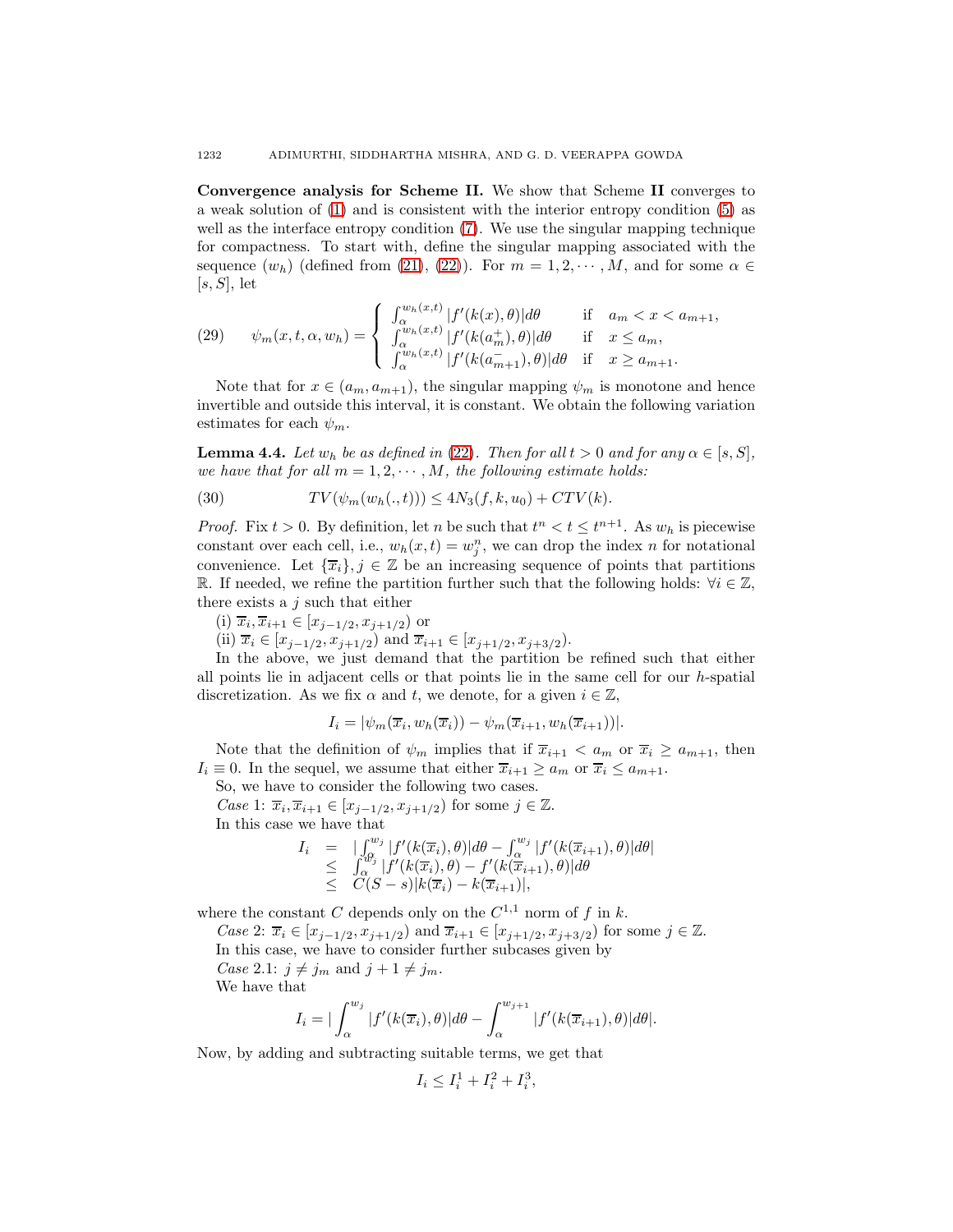**Convergence analysis for Scheme II.** We show that Scheme **II** converges to a weak solution of (1) and is consistent with the interior entropy condition (5) as well as the interface entropy condition (7). We use the singular mapping technique for compactness. To start with, define the singular mapping associated with the sequence $(w_h)$ (defined from (21), (22)). For $m = 1, 2, \cdots, M$, and for some $\alpha \in [s, S]$, let

$$
\psi_m(x,t,\alpha,w_h) = \begin{cases} \int_\alpha^{w_h(x,t)} |f'(k(x),\theta)|d\theta & \text{if} \quad a_m < x < a_{m+1}, \\ \int_\alpha^{w_h(x,t)} |f'(k(a_m^+),\theta)|d\theta & \text{if} \quad x \leq a_m, \\ \int_\alpha^{w_h(x,t)} |f'(k(a_{m+1}^-),\theta)|d\theta & \text{if} \quad x \geq a_{m+1}. \end{cases} \tag{29}
$$

Note that for $x \in (a_m, a_{m+1})$, the singular mapping $\psi_m$ is monotone and hence invertible and outside this interval, it is constant. We obtain the following variation estimates for each $\psi_m$.

**Lemma 4.4.** *Let $w_h$ be as defined in (22). Then for all $t > 0$ and for any $\alpha \in [s, S]$, we have that for all $m = 1, 2, \cdots, M$, the following estimate holds:*

$$
TV(\psi_m(w_h(.,t))) \leq 4N_3(f,k,u_0) + CTV(k). \tag{30}
$$

*Proof.* Fix $t > 0$. By definition, let $n$ be such that $t^n < t \leq t^{n+1}$. As $w_h$ is piecewise constant over each cell, i.e., $w_h(x,t) = w_j^n$, we can drop the index $n$ for notational convenience. Let $\{\overline{x}_i\}, j \in \mathbb{Z}$ be an increasing sequence of points that partitions $\mathbb{R}$. If needed, we refine the partition further such that the following holds: $\forall i \in \mathbb{Z}$, there exists a $j$ such that either

(i) $\overline{x}_i, \overline{x}_{i+1} \in [x_{j-1/2}, x_{j+1/2})$ or

(ii) $\overline{x}_i \in [x_{j-1/2}, x_{j+1/2})$ and $\overline{x}_{i+1} \in [x_{j+1/2}, x_{j+3/2})$.

In the above, we just demand that the partition be refined such that either all points lie in adjacent cells or that points lie in the same cell for our $h$-spatial discretization. As we fix $\alpha$ and $t$, we denote, for a given $i \in \mathbb{Z}$,

$$
I_i = |\psi_m(\overline{x}_i, w_h(\overline{x}_i)) - \psi_m(\overline{x}_{i+1}, w_h(\overline{x}_{i+1}))|.
$$

Note that the definition of $\psi_m$ implies that if $\overline{x}_{i+1} < a_m$ or $\overline{x}_i \geq a_{m+1}$, then $I_i \equiv 0$. In the sequel, we assume that either $\overline{x}_{i+1} \geq a_m$ or $\overline{x}_i \leq a_{m+1}$.

So, we have to consider the following two cases.

*Case* 1: $\overline{x}_i, \overline{x}_{i+1} \in [x_{j-1/2}, x_{j+1/2})$ for some $j \in \mathbb{Z}$.

In this case we have that

$$
\begin{aligned}
I_i &= |\int_\alpha^{w_j} |f'(k(\overline{x}_i),\theta)|d\theta - \int_\alpha^{w_j} |f'(k(\overline{x}_{i+1}),\theta)|d\theta| \\
&\leq \int_\alpha^{w_j} |f'(k(\overline{x}_i),\theta) - f'(k(\overline{x}_{i+1}),\theta)|d\theta \\
&\leq C(S-s)|k(\overline{x}_i) - k(\overline{x}_{i+1})|,
\end{aligned}
$$

where the constant $C$ depends only on the $C^{1,1}$ norm of $f$ in $k$.

*Case* 2: $\overline{x}_i \in [x_{j-1/2}, x_{j+1/2})$ and $\overline{x}_{i+1} \in [x_{j+1/2}, x_{j+3/2})$ for some $j \in \mathbb{Z}$.

In this case, we have to consider further subcases given by

*Case* 2.1: $j \neq j_m$ and $j+1 \neq j_m$.

We have that

$$
I_i = |\int_\alpha^{w_j} |f'(k(\overline{x}_i),\theta)|d\theta - \int_\alpha^{w_{j+1}} |f'(k(\overline{x}_{i+1}),\theta)|d\theta|.
$$

Now, by adding and subtracting suitable terms, we get that

$$
I_i \leq I_i^1 + I_i^2 + I_i^3,
$$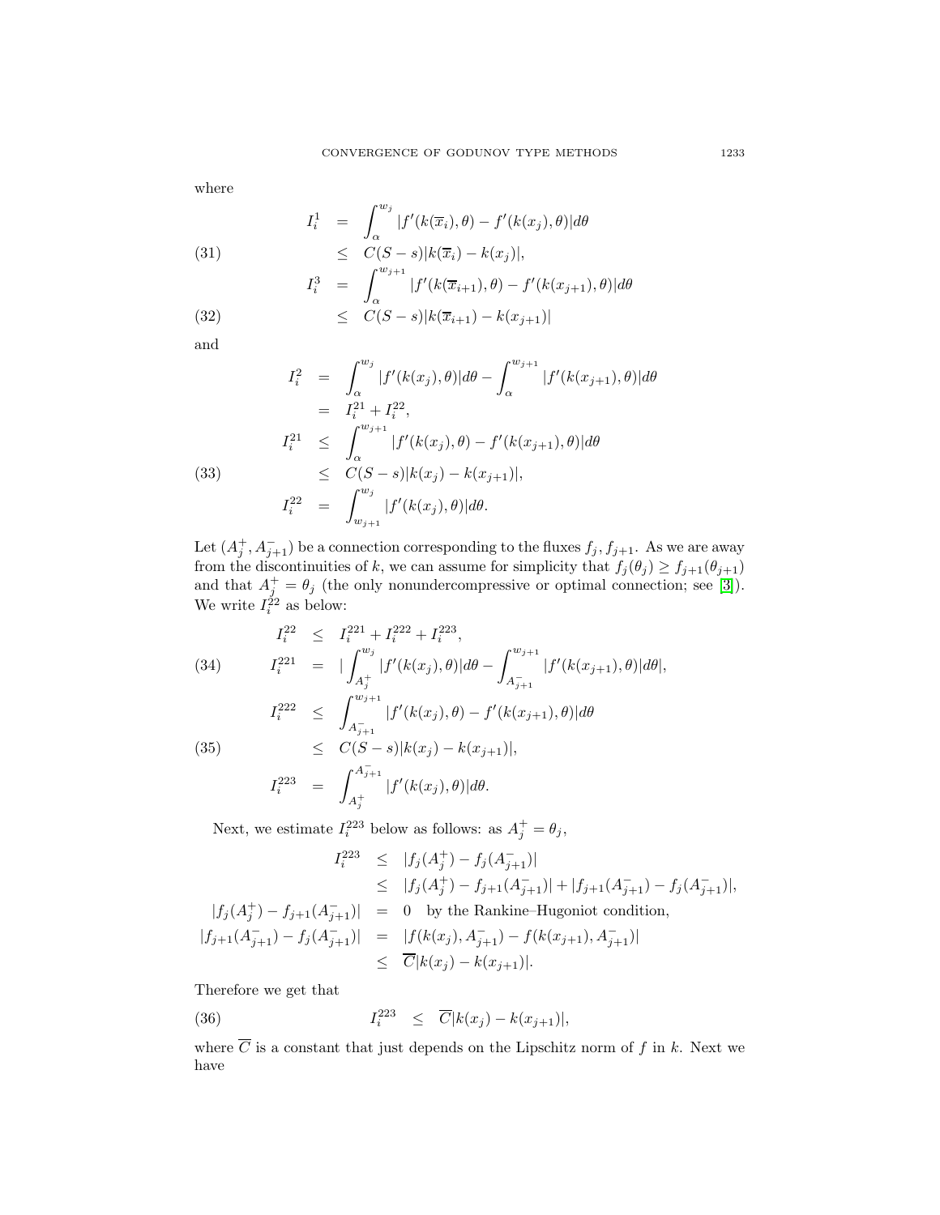where

$$
\begin{aligned}
I_i^1 &= \int_\alpha^{w_j} |f'(k(\overline{x}_i), \theta) - f'(k(x_j), \theta)| d\theta \\
&\leq C(S-s)|k(\overline{x}_i) - k(x_j)|, \qquad (31)\\
I_i^3 &= \int_\alpha^{w_{j+1}} |f'(k(\overline{x}_{i+1}), \theta) - f'(k(x_{j+1}), \theta)| d\theta \\
&\leq C(S-s)|k(\overline{x}_{i+1}) - k(x_{j+1})| \qquad (32)
\end{aligned}
$$

and

$$
\begin{aligned}
I_i^2 &= \int_\alpha^{w_j} |f'(k(x_j), \theta)| d\theta - \int_\alpha^{w_{j+1}} |f'(k(x_{j+1}), \theta)| d\theta \\
&= I_i^{21} + I_i^{22}, \\
I_i^{21} &\leq \int_\alpha^{w_{j+1}} |f'(k(x_j), \theta) - f'(k(x_{j+1}), \theta)| d\theta \\
&\leq C(S-s)|k(x_j) - k(x_{j+1})|, \qquad (33)\\
I_i^{22} &= \int_{w_{j+1}}^{w_j} |f'(k(x_j), \theta)| d\theta.
\end{aligned}
$$

Let $(A_j^+, A_{j+1}^-)$ be a connection corresponding to the fluxes $f_j, f_{j+1}$. As we are away from the discontinuities of $k$, we can assume for simplicity that $f_j(\theta_j) \geq f_{j+1}(\theta_{j+1})$ and that $A_j^+ = \theta_j$ (the only nonundercompressive or optimal connection; see [3]). We write $I_i^{22}$ as below:

$$
\begin{aligned}
I_i^{22} &\leq I_i^{221} + I_i^{222} + I_i^{223}, \\
I_i^{221} &= \left| \int_{A_j^+}^{w_j} |f'(k(x_j), \theta)| d\theta - \int_{A_{j+1}^-}^{w_{j+1}} |f'(k(x_{j+1}), \theta)| d\theta \right|, \qquad (34)\\
I_i^{222} &\leq \int_{A_{j+1}^-}^{w_{j+1}} |f'(k(x_j), \theta) - f'(k(x_{j+1}), \theta)| d\theta \\
&\leq C(S-s)|k(x_j) - k(x_{j+1})|, \qquad (35)\\
I_i^{223} &= \int_{A_j^+}^{A_{j+1}^-} |f'(k(x_j), \theta)| d\theta.
\end{aligned}
$$

Next, we estimate $I_i^{223}$ below as follows: as $A_j^+ = \theta_j$,

$$
\begin{aligned}
I_i^{223} &\leq |f_j(A_j^+) - f_j(A_{j+1}^-)| \\
&\leq |f_j(A_j^+) - f_{j+1}(A_{j+1}^-)| + |f_{j+1}(A_{j+1}^-) - f_j(A_{j+1}^-)|, \\
|f_j(A_j^+) - f_{j+1}(A_{j+1}^-)| &= 0 \quad \text{by the Rankine–Hugoniot condition}, \\
|f_{j+1}(A_{j+1}^-) - f_j(A_{j+1}^-)| &= |f(k(x_j), A_{j+1}^-) - f(k(x_{j+1}), A_{j+1}^-)| \\
&\leq \overline{C}|k(x_j) - k(x_{j+1})|.
\end{aligned}
$$

Therefore we get that

$$
I_i^{223} \leq \overline{C}|k(x_j) - k(x_{j+1})|, \qquad (36)
$$

where $\overline{C}$ is a constant that just depends on the Lipschitz norm of $f$ in $k$. Next we have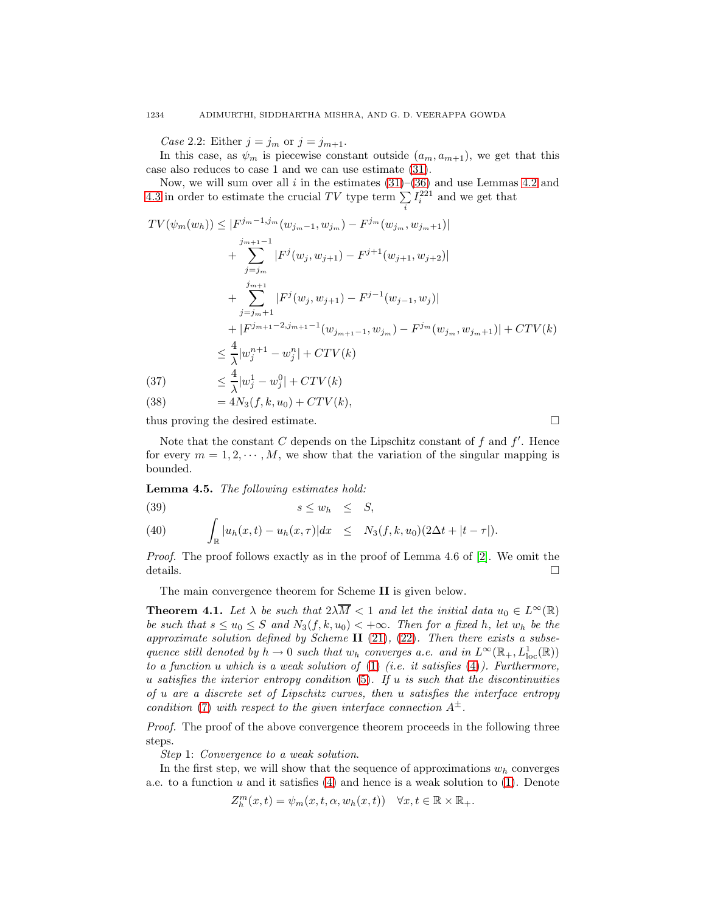*Case* 2.2: Either $j = j_m$ or $j = j_{m+1}$.

In this case, as $\psi_m$ is piecewise constant outside $(a_m, a_{m+1})$, we get that this case also reduces to case 1 and we can use estimate (31).

Now, we will sum over all $i$ in the estimates (31)–(36) and use Lemmas 4.2 and 4.3 in order to estimate the crucial $TV$ type term $\sum_i I_i^{221}$ and we get that

$$
\begin{aligned}
TV(\psi_m(w_h)) &\leq |F^{j_m-1,j_m}(w_{j_m-1}, w_{j_m}) - F^{j_m}(w_{j_m}, w_{j_m+1})| \\
&\quad + \sum_{j=j_m}^{j_{m+1}-1} |F^j(w_j, w_{j+1}) - F^{j+1}(w_{j+1}, w_{j+2})| \\
&\quad + \sum_{j=j_m+1}^{j_{m+1}} |F^j(w_j, w_{j+1}) - F^{j-1}(w_{j-1}, w_j)| \\
&\quad + |F^{j_{m+1}-2,j_{m+1}-1}(w_{j_{m+1}-1}, w_{j_m}) - F^{j_m}(w_{j_m}, w_{j_m+1})| + CTV(k) \\
&\leq \frac{4}{\lambda}|w_j^{n+1} - w_j^n| + CTV(k) \\
&\leq \frac{4}{\lambda}|w_j^1 - w_j^0| + CTV(k) \qquad (37)\\
&= 4N_3(f, k, u_0) + CTV(k), \qquad (38)
\end{aligned}
$$

thus proving the desired estimate. ◻

Note that the constant $C$ depends on the Lipschitz constant of $f$ and $f'$. Hence for every $m = 1, 2, \cdots, M$, we show that the variation of the singular mapping is bounded.

**Lemma 4.5.** *The following estimates hold:*

$$
s \leq w_h \leq S, \qquad (39)
$$

$$
\int_{\mathbb{R}} |u_h(x,t) - u_h(x,\tau)| dx \leq N_3(f,k,u_0)(2\Delta t + |t - \tau|). \qquad (40)
$$

*Proof.* The proof follows exactly as in the proof of Lemma 4.6 of [2]. We omit the details. ◻

The main convergence theorem for Scheme **II** is given below.

**Theorem 4.1.** *Let $\lambda$ be such that $2\lambda\overline{M} < 1$ and let the initial data $u_0 \in L^\infty(\mathbb{R})$ be such that $s \leq u_0 \leq S$ and $N_3(f,k,u_0) < +\infty$. Then for a fixed $h$, let $w_h$ be the approximate solution defined by Scheme* **II** *(21), (22). Then there exists a subsequence still denoted by $h \to 0$ such that $w_h$ converges a.e. and in $L^\infty(\mathbb{R}_+, L^1_{\mathrm{loc}}(\mathbb{R}))$ to a function $u$ which is a weak solution of (1) (i.e. it satisfies (4)). Furthermore, $u$ satisfies the interior entropy condition (5). If $u$ is such that the discontinuities of $u$ are a discrete set of Lipschitz curves, then $u$ satisfies the interface entropy condition (7) with respect to the given interface connection $A^\pm$.*

*Proof.* The proof of the above convergence theorem proceeds in the following three steps.

*Step* 1: *Convergence to a weak solution.*

In the first step, we will show that the sequence of approximations $w_h$ converges a.e. to a function $u$ and it satisfies (4) and hence is a weak solution to (1). Denote

$$
Z_h^m(x,t) = \psi_m(x,t,\alpha,w_h(x,t)) \quad \forall x,t \in \mathbb{R} \times \mathbb{R}_+.
$$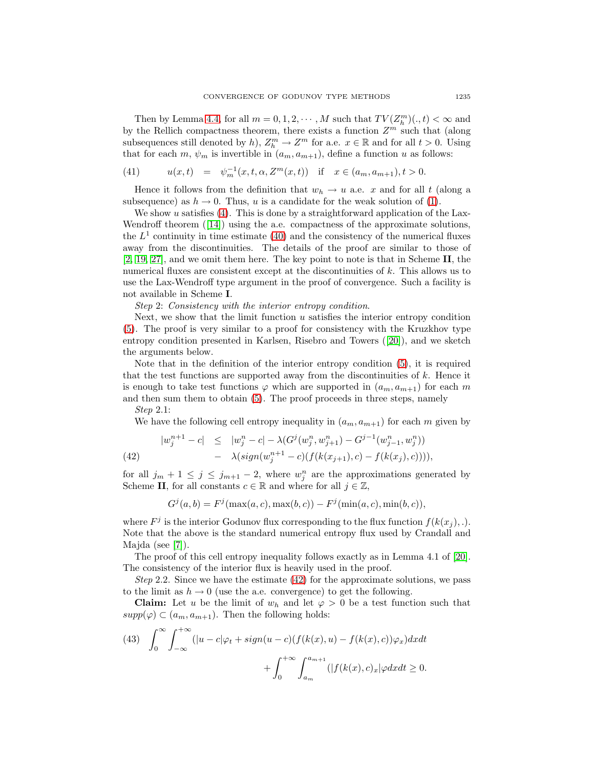Then by Lemma 4.4, for all $m = 0, 1, 2, \cdots, M$ such that $TV(Z_h^m)(.,t) < \infty$ and by the Rellich compactness theorem, there exists a function $Z^m$ such that (along subsequences still denoted by $h$), $Z_h^m \to Z^m$ for a.e. $x \in \mathbb{R}$ and for all $t > 0$. Using that for each $m$, $\psi_m$ is invertible in $(a_m, a_{m+1})$, define a function $u$ as follows:

$$
u(x,t) \quad = \quad \psi_m^{-1}(x, t, \alpha, Z^m(x,t)) \quad \text{if} \quad x \in (a_m, a_{m+1}), t > 0. \tag{41}
$$

Hence it follows from the definition that $w_h \to u$ a.e. $x$ and for all $t$ (along a subsequence) as $h \to 0$. Thus, $u$ is a candidate for the weak solution of (1).

We show $u$ satisfies (4). This is done by a straightforward application of the Lax-Wendroff theorem ([14]) using the a.e. compactness of the approximate solutions, the $L^1$ continuity in time estimate (40) and the consistency of the numerical fluxes away from the discontinuities. The details of the proof are similar to those of [2, 19, 27], and we omit them here. The key point to note is that in Scheme **II**, the numerical fluxes are consistent except at the discontinuities of $k$. This allows us to use the Lax-Wendroff type argument in the proof of convergence. Such a facility is not available in Scheme **I**.

*Step* 2: *Consistency with the interior entropy condition*.

Next, we show that the limit function $u$ satisfies the interior entropy condition (5). The proof is very similar to a proof for consistency with the Kruzkhov type entropy condition presented in Karlsen, Risebro and Towers ([20]), and we sketch the arguments below.

Note that in the definition of the interior entropy condition (5), it is required that the test functions are supported away from the discontinuities of $k$. Hence it is enough to take test functions $\varphi$ which are supported in $(a_m, a_{m+1})$ for each $m$ and then sum them to obtain (5). The proof proceeds in three steps, namely

*Step* 2.1:

We have the following cell entropy inequality in $(a_m, a_{m+1})$ for each $m$ given by

$$
\begin{aligned}
|w_j^{n+1} - c| \quad &\leq \quad |w_j^n - c| - \lambda(G^j(w_j^n, w_{j+1}^n) - G^{j-1}(w_{j-1}^n, w_j^n)) \\
&\quad - \quad \lambda(sign(w_j^{n+1} - c)(f(k(x_{j+1}), c) - f(k(x_j), c)))),
\end{aligned} \tag{42}
$$

for all $j_m + 1 \leq j \leq j_{m+1} - 2$, where $w_j^n$ are the approximations generated by Scheme **II**, for all constants $c \in \mathbb{R}$ and where for all $j \in \mathbb{Z}$,

$$
G^j(a,b) = F^j(\max(a,c), \max(b,c)) - F^j(\min(a,c), \min(b,c)),
$$

where $F^j$ is the interior Godunov flux corresponding to the flux function $f(k(x_j), .)$. Note that the above is the standard numerical entropy flux used by Crandall and Majda (see [7]).

The proof of this cell entropy inequality follows exactly as in Lemma 4.1 of [20]. The consistency of the interior flux is heavily used in the proof.

*Step* 2.2. Since we have the estimate (42) for the approximate solutions, we pass to the limit as $h \to 0$ (use the a.e. convergence) to get the following.

**Claim:** Let $u$ be the limit of $w_h$ and let $\varphi > 0$ be a test function such that $supp(\varphi) \subset (a_m, a_{m+1})$. Then the following holds:

$$
\begin{aligned}
\int_0^\infty \int_{-\infty}^{+\infty} (|u - c|\varphi_t + sign(u - c)(f(k(x), u) - f(k(x), c))\varphi_x) dx dt \\
+ \int_0^{+\infty} \int_{a_m}^{a_{m+1}} (|f(k(x), c)_x| \varphi dx dt \geq 0.
\end{aligned} \tag{43}
$$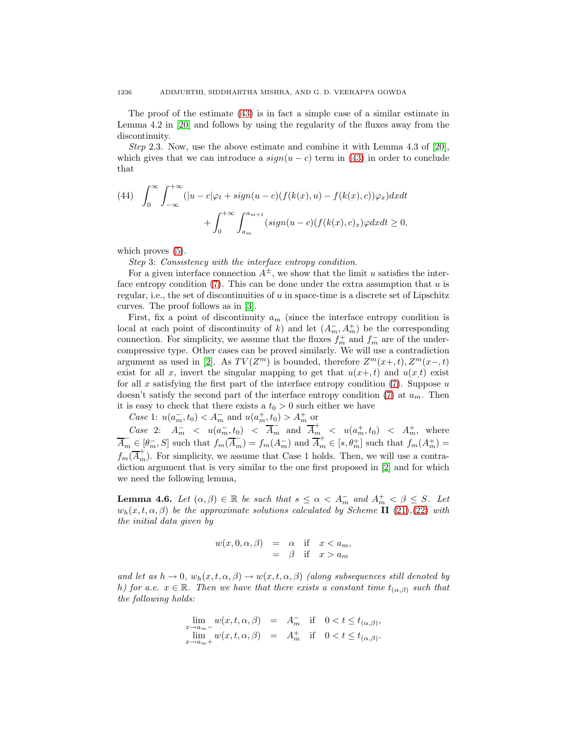The proof of the estimate (43) is in fact a simple case of a similar estimate in Lemma 4.2 in [20] and follows by using the regularity of the fluxes away from the discontinuity.

*Step* 2.3. Now, use the above estimate and combine it with Lemma 4.3 of [20], which gives that we can introduce a $sign(u-c)$ term in (43) in order to conclude that

$$
\begin{aligned}
(44)\quad \int_0^\infty \int_{-\infty}^{+\infty} (|u-c|\varphi_t + sign(u-c)(f(k(x),u) - f(k(x),c))\varphi_x)dxdt \\
+ \int_0^{+\infty} \int_{a_m}^{a_{m+1}} (sign(u-c)(f(k(x),c)_x)\varphi dxdt \geq 0,
\end{aligned}
$$

which proves (5).

*Step* 3: *Consistency with the interface entropy condition.*

For a given interface connection $A^{\pm}$, we show that the limit $u$ satisfies the interface entropy condition (7). This can be done under the extra assumption that $u$ is regular, i.e., the set of discontinuities of $u$ in space-time is a discrete set of Lipschitz curves. The proof follows as in [3].

First, fix a point of discontinuity $a_m$ (since the interface entropy condition is local at each point of discontinuity of $k$) and let $(A_m^-, A_m^+)$ be the corresponding connection. For simplicity, we assume that the fluxes $f_m^+$ and $f_m^-$ are of the undercompressive type. Other cases can be proved similarly. We will use a contradiction argument as used in [2]. As $TV(Z^m)$ is bounded, therefore $Z^m(x+,t), Z^m(x-,t)$ exist for all $x$, invert the singular mapping to get that $u(x+,t)$ and $u(x,t)$ exist for all $x$ satisfying the first part of the interface entropy condition (7). Suppose $u$ doesn't satisfy the second part of the interface entropy condition (7) at $a_m$. Then it is easy to check that there exists a $t_0 > 0$ such either we have

*Case* 1: $u(a_m^-, t_0) < A_m^-$ and $u(a_m^+, t_0) > A_m^+$ or

*Case* 2: $A_m^- < u(a_m^-, t_0) < \overline{A}_m^-$ and $\overline{A}_m^+ < u(a_m^+, t_0) < A_m^+$, where $\overline{A}_m^- \in [\theta_m^-, S]$ such that $f_m(\overline{A}_m^-) = f_m(A_m^-)$ and $\overline{A}_m^+ \in [s, \theta_m^+]$ such that $f_m(A_m^+) = f_m(\overline{A}_m^+)$. For simplicity, we assume that Case 1 holds. Then, we will use a contradiction argument that is very similar to the one first proposed in [2] and for which we need the following lemma,

**Lemma 4.6.** *Let $(\alpha, \beta) \in \mathbb{R}$ be such that $s \leq \alpha < A_m^-$ and $A_m^+ < \beta \leq S$. Let $w_h(x,t,\alpha,\beta)$ be the approximate solutions calculated by Scheme* **II** *(21),(22) with the initial data given by*

$$
\begin{aligned}
w(x,0,\alpha,\beta) &= \alpha \quad \text{if} \quad x < a_m, \\
&= \beta \quad \text{if} \quad x > a_m
\end{aligned}
$$

*and let as $h \to 0$, $w_h(x,t,\alpha,\beta) \to w(x,t,\alpha,\beta)$ (along subsequences still denoted by $h$) for a.e. $x \in \mathbb{R}$. Then we have that there exists a constant time $t_{(\alpha,\beta)}$ such that the following holds:*

$$
\begin{aligned}
\lim_{x \to a_m -} w(x,t,\alpha,\beta) &= A_m^- \quad \text{if} \quad 0 < t \leq t_{(\alpha,\beta)}, \\
\lim_{x \to a_m +} w(x,t,\alpha,\beta) &= A_m^+ \quad \text{if} \quad 0 < t \leq t_{(\alpha,\beta)}.
\end{aligned}
$$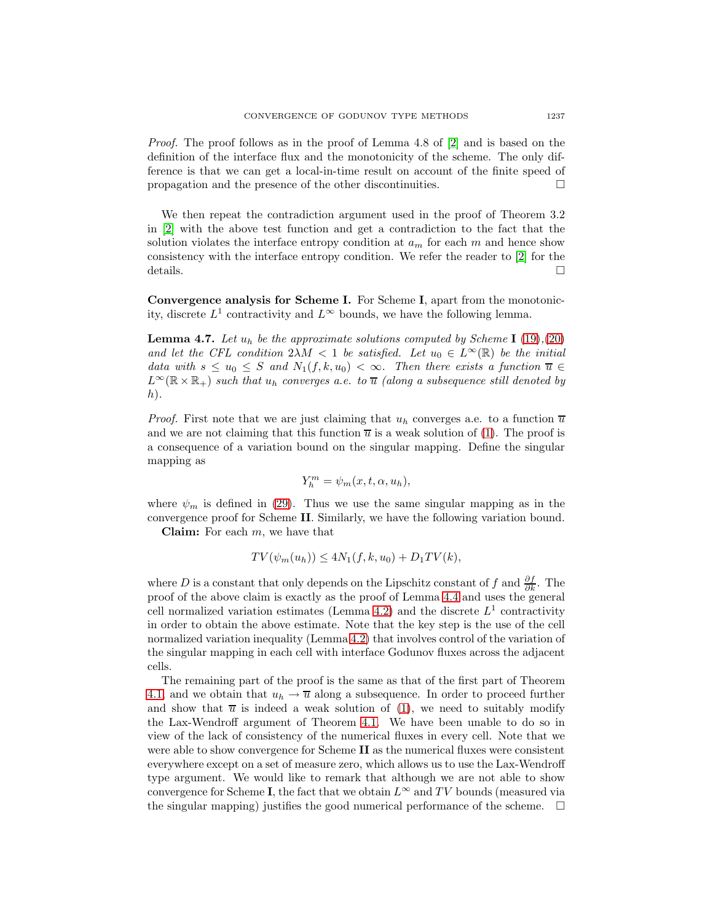*Proof.* The proof follows as in the proof of Lemma 4.8 of [2] and is based on the definition of the interface flux and the monotonicity of the scheme. The only difference is that we can get a local-in-time result on account of the finite speed of propagation and the presence of the other discontinuities. $\square$

We then repeat the contradiction argument used in the proof of Theorem 3.2 in [2] with the above test function and get a contradiction to the fact that the solution violates the interface entropy condition at $a_m$ for each $m$ and hence show consistency with the interface entropy condition. We refer the reader to [2] for the details. $\square$

**Convergence analysis for Scheme I.** For Scheme **I**, apart from the monotonicity, discrete $L^1$ contractivity and $L^\infty$ bounds, we have the following lemma.

**Lemma 4.7.** *Let $u_h$ be the approximate solutions computed by Scheme* **I** (19),(20) *and let the CFL condition $2\lambda M < 1$ be satisfied. Let $u_0 \in L^\infty(\mathbb{R})$ be the initial data with $s \leq u_0 \leq S$ and $N_1(f, k, u_0) < \infty$. Then there exists a function $\overline{u} \in L^\infty(\mathbb{R} \times \mathbb{R}_+)$ such that $u_h$ converges a.e. to $\overline{u}$ (along a subsequence still denoted by $h$).*

*Proof.* First note that we are just claiming that $u_h$ converges a.e. to a function $\overline{u}$ and we are not claiming that this function $\overline{u}$ is a weak solution of (1). The proof is a consequence of a variation bound on the singular mapping. Define the singular mapping as

$$Y_h^m = \psi_m(x, t, \alpha, u_h),$$

where $\psi_m$ is defined in (29). Thus we use the same singular mapping as in the convergence proof for Scheme **II**. Similarly, we have the following variation bound.

**Claim:** For each $m$, we have that

$$TV(\psi_m(u_h)) \leq 4N_1(f, k, u_0) + D_1 TV(k),$$

where $D$ is a constant that only depends on the Lipschitz constant of $f$ and $\frac{\partial f}{\partial k}$. The proof of the above claim is exactly as the proof of Lemma 4.4 and uses the general cell normalized variation estimates (Lemma 4.2) and the discrete $L^1$ contractivity in order to obtain the above estimate. Note that the key step is the use of the cell normalized variation inequality (Lemma 4.2) that involves control of the variation of the singular mapping in each cell with interface Godunov fluxes across the adjacent cells.

The remaining part of the proof is the same as that of the first part of Theorem 4.1, and we obtain that $u_h \to \overline{u}$ along a subsequence. In order to proceed further and show that $\overline{u}$ is indeed a weak solution of (1), we need to suitably modify the Lax-Wendroff argument of Theorem 4.1. We have been unable to do so in view of the lack of consistency of the numerical fluxes in every cell. Note that we were able to show convergence for Scheme **II** as the numerical fluxes were consistent everywhere except on a set of measure zero, which allows us to use the Lax-Wendroff type argument. We would like to remark that although we are not able to show convergence for Scheme **I**, the fact that we obtain $L^\infty$ and $TV$ bounds (measured via the singular mapping) justifies the good numerical performance of the scheme. $\square$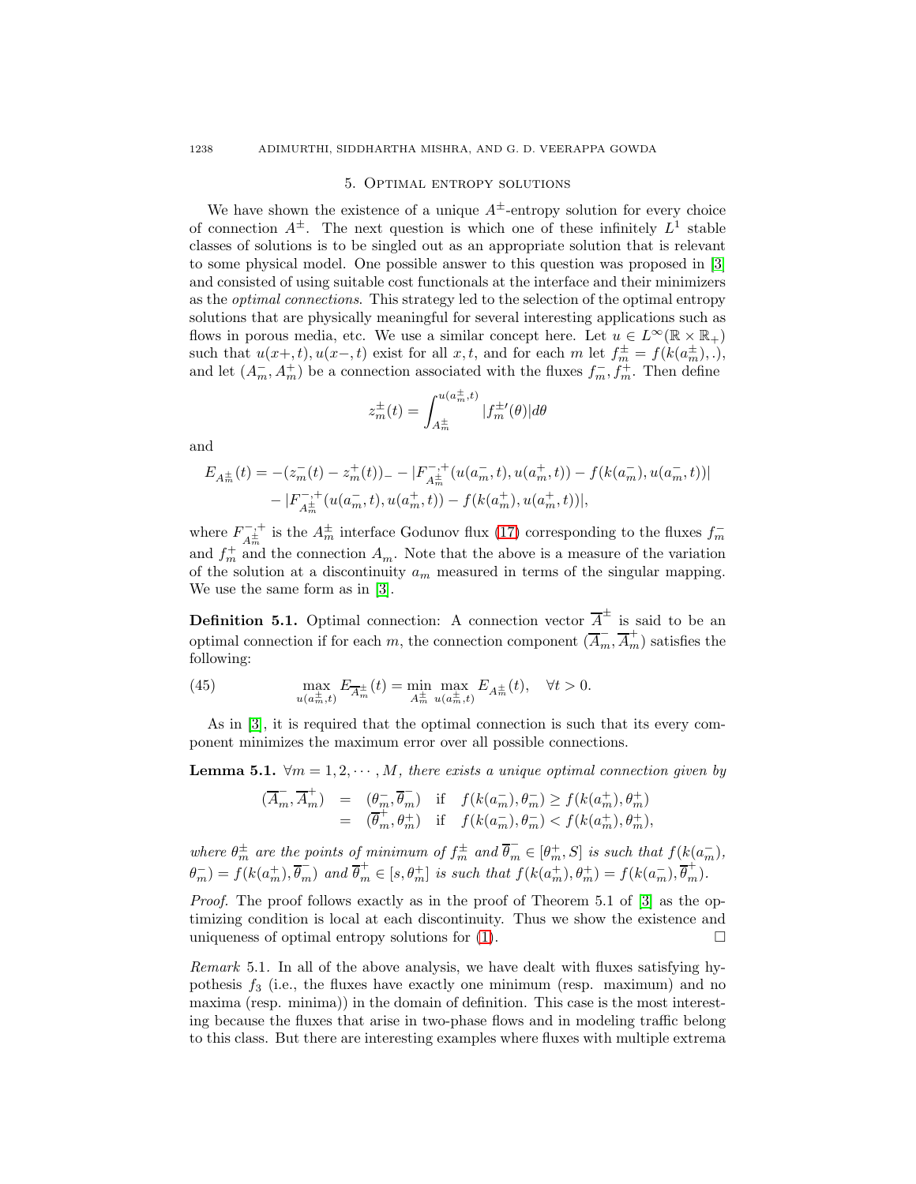## 5. Optimal entropy solutions

We have shown the existence of a unique $A^{\pm}$-entropy solution for every choice of connection $A^{\pm}$. The next question is which one of these infinitely $L^1$ stable classes of solutions is to be singled out as an appropriate solution that is relevant to some physical model. One possible answer to this question was proposed in [3] and consisted of using suitable cost functionals at the interface and their minimizers as the *optimal connections*. This strategy led to the selection of the optimal entropy solutions that are physically meaningful for several interesting applications such as flows in porous media, etc. We use a similar concept here. Let $u \in L^{\infty}(\mathbb{R} \times \mathbb{R}_+)$ such that $u(x+,t), u(x-,t)$ exist for all $x, t$, and for each $m$ let $f_m^{\pm} = f(k(a_m^{\pm}), .)$, and let $(A_m^-, A_m^+)$ be a connection associated with the fluxes $f_m^-, f_m^+$. Then define

$$z_m^{\pm}(t) = \int_{A_m^{\pm}}^{u(a_m^{\pm},t)} |f_m^{\pm\prime}(\theta)| d\theta$$

and

$$\begin{aligned} E_{A_m^{\pm}}(t) = &-(z_m^-(t) - z_m^+(t))_- - |F_{A_m^{\pm}}^{-,+}(u(a_m^-,t), u(a_m^+,t)) - f(k(a_m^-), u(a_m^-,t))| \\ &- |F_{A_m^{\pm}}^{-,+}(u(a_m^-,t), u(a_m^+,t)) - f(k(a_m^+), u(a_m^+,t))|, \end{aligned}$$

where $F_{A_m^{\pm}}^{-,+}$ is the $A_m^{\pm}$ interface Godunov flux (17) corresponding to the fluxes $f_m^-$ and $f_m^+$ and the connection $A_m$. Note that the above is a measure of the variation of the solution at a discontinuity $a_m$ measured in terms of the singular mapping. We use the same form as in [3].

**Definition 5.1.** Optimal connection: A connection vector $\overline{A}^{\pm}$ is said to be an optimal connection if for each $m$, the connection component $(\overline{A}_m^-, \overline{A}_m^+)$ satisfies the following:

$$\max_{u(a_m^{\pm},t)} E_{\overline{A}_m^{\pm}}(t) = \min_{A_m^{\pm}} \max_{u(a_m^{\pm},t)} E_{A_m^{\pm}}(t), \quad \forall t > 0. \tag{45}$$

As in [3], it is required that the optimal connection is such that its every component minimizes the maximum error over all possible connections.

**Lemma 5.1.** *$\forall m = 1, 2, \cdots, M$, there exists a unique optimal connection given by*

$$\begin{aligned} (\overline{A}_m^-, \overline{A}_m^+) &= (\theta_m^-, \overline{\theta}_m^-) \quad \text{if} \quad f(k(a_m^-), \theta_m^-) \geq f(k(a_m^+), \theta_m^+) \\ &= (\overline{\theta}_m^+, \theta_m^+) \quad \text{if} \quad f(k(a_m^-), \theta_m^-) < f(k(a_m^+), \theta_m^+), \end{aligned}$$

*where $\theta_m^{\pm}$ are the points of minimum of $f_m^{\pm}$ and $\overline{\theta}_m^- \in [\theta_m^+, S]$ is such that $f(k(a_m^-), \theta_m^-) = f(k(a_m^+), \overline{\theta}_m^-)$ and $\overline{\theta}_m^+ \in [s, \theta_m^+]$ is such that $f(k(a_m^+), \theta_m^+) = f(k(a_m^-), \overline{\theta}_m^+)$.*

*Proof.* The proof follows exactly as in the proof of Theorem 5.1 of [3] as the optimizing condition is local at each discontinuity. Thus we show the existence and uniqueness of optimal entropy solutions for (1). $\square$

*Remark* 5.1. In all of the above analysis, we have dealt with fluxes satisfying hypothesis $f_3$ (i.e., the fluxes have exactly one minimum (resp. maximum) and no maxima (resp. minima)) in the domain of definition. This case is the most interesting because the fluxes that arise in two-phase flows and in modeling traffic belong to this class. But there are interesting examples where fluxes with multiple extrema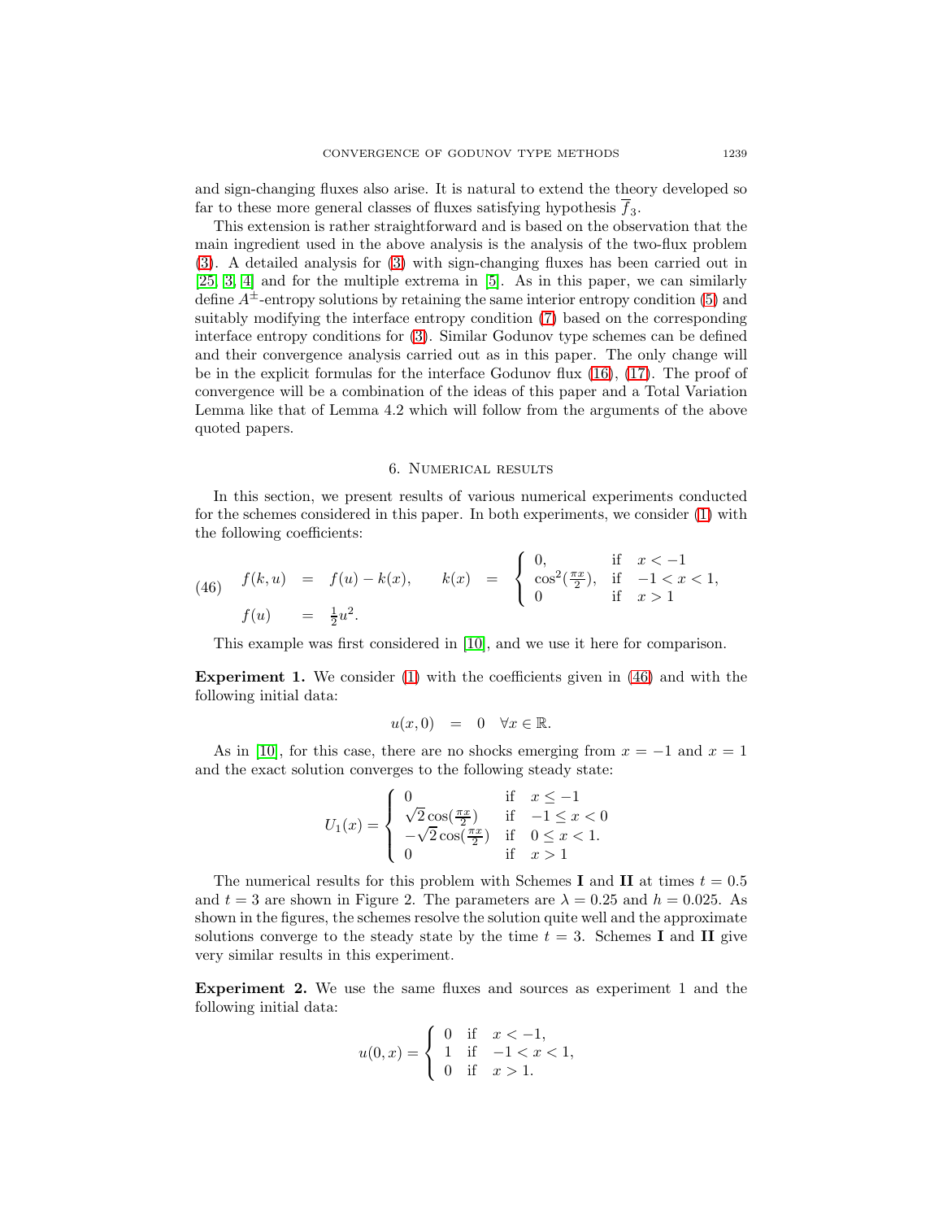and sign-changing fluxes also arise. It is natural to extend the theory developed so far to these more general classes of fluxes satisfying hypothesis $\overline{f}_3$.

This extension is rather straightforward and is based on the observation that the main ingredient used in the above analysis is the analysis of the two-flux problem (3). A detailed analysis for (3) with sign-changing fluxes has been carried out in [25, 3, 4] and for the multiple extrema in [5]. As in this paper, we can similarly define $A^{\pm}$-entropy solutions by retaining the same interior entropy condition (5) and suitably modifying the interface entropy condition (7) based on the corresponding interface entropy conditions for (3). Similar Godunov type schemes can be defined and their convergence analysis carried out as in this paper. The only change will be in the explicit formulas for the interface Godunov flux (16), (17). The proof of convergence will be a combination of the ideas of this paper and a Total Variation Lemma like that of Lemma 4.2 which will follow from the arguments of the above quoted papers.

## 6. Numerical results

In this section, we present results of various numerical experiments conducted for the schemes considered in this paper. In both experiments, we consider (1) with the following coefficients:

$$
\begin{array}{lllll}
f(k,u) & = & f(u) - k(x), & k(x) & = \begin{cases} 0, & \text{if} \quad x < -1 \\ \cos^2(\frac{\pi x}{2}), & \text{if} \quad -1 < x < 1, \\ 0 & \text{if} \quad x > 1 \end{cases} \\
f(u) & = & \frac{1}{2}u^2. & &
\end{array}
\tag{46}
$$

This example was first considered in [10], and we use it here for comparison.

**Experiment 1.** We consider (1) with the coefficients given in (46) and with the following initial data:

$$
u(x,0) \quad = \quad 0 \quad \forall x \in \mathbb{R}.
$$

As in [10], for this case, there are no shocks emerging from $x = -1$ and $x = 1$ and the exact solution converges to the following steady state:

$$
U_1(x) = \begin{cases} 0 & \text{if} \quad x \leq -1 \\ \sqrt{2}\cos(\frac{\pi x}{2}) & \text{if} \quad -1 \leq x < 0 \\ -\sqrt{2}\cos(\frac{\pi x}{2}) & \text{if} \quad 0 \leq x < 1. \\ 0 & \text{if} \quad x > 1 \end{cases}
$$

The numerical results for this problem with Schemes **I** and **II** at times $t = 0.5$ and $t = 3$ are shown in Figure 2. The parameters are $\lambda = 0.25$ and $h = 0.025$. As shown in the figures, the schemes resolve the solution quite well and the approximate solutions converge to the steady state by the time $t = 3$. Schemes **I** and **II** give very similar results in this experiment.

**Experiment 2.** We use the same fluxes and sources as experiment 1 and the following initial data:

$$
u(0,x) = \begin{cases} 0 & \text{if} \quad x < -1, \\ 1 & \text{if} \quad -1 < x < 1, \\ 0 & \text{if} \quad x > 1. \end{cases}
$$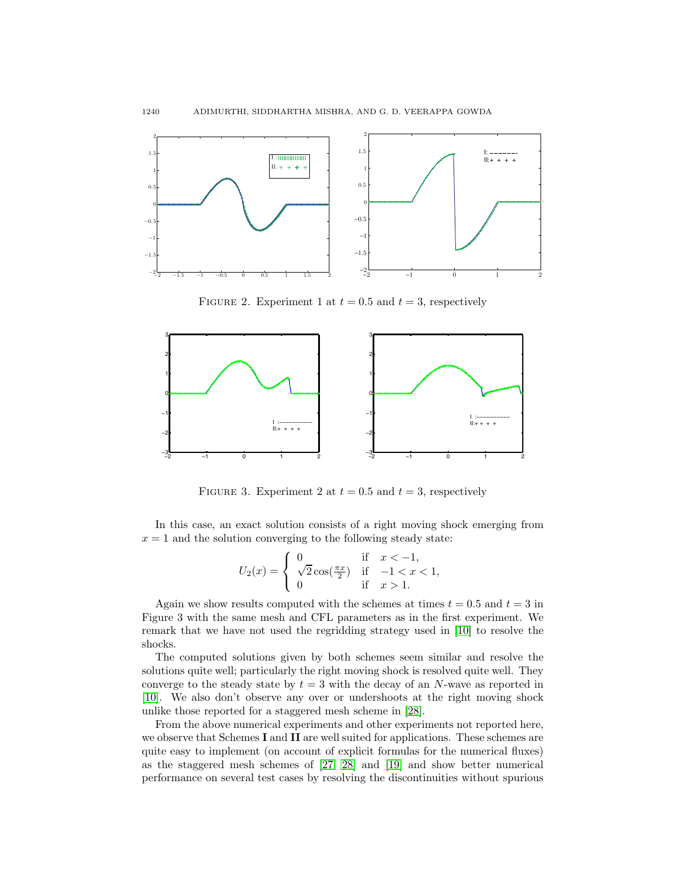FIGURE 2. Experiment 1 at $t = 0.5$ and $t = 3$, respectively

FIGURE 3. Experiment 2 at $t = 0.5$ and $t = 3$, respectively

In this case, an exact solution consists of a right moving shock emerging from $x = 1$ and the solution converging to the following steady state:

$$U_2(x) = \begin{cases} 0 & \text{if} \quad x < -1, \\ \sqrt{2}\cos(\frac{\pi x}{2}) & \text{if} \quad -1 < x < 1, \\ 0 & \text{if} \quad x > 1. \end{cases}$$

Again we show results computed with the schemes at times $t = 0.5$ and $t = 3$ in Figure 3 with the same mesh and CFL parameters as in the first experiment. We remark that we have not used the regridding strategy used in [10] to resolve the shocks.

The computed solutions given by both schemes seem similar and resolve the solutions quite well; particularly the right moving shock is resolved quite well. They converge to the steady state by $t = 3$ with the decay of an $N$-wave as reported in [10]. We also don't observe any over or undershoots at the right moving shock unlike those reported for a staggered mesh scheme in [28].

From the above numerical experiments and other experiments not reported here, we observe that Schemes **I** and **II** are well suited for applications. These schemes are quite easy to implement (on account of explicit formulas for the numerical fluxes) as the staggered mesh schemes of [27, 28] and [19] and show better numerical performance on several test cases by resolving the discontinuities without spurious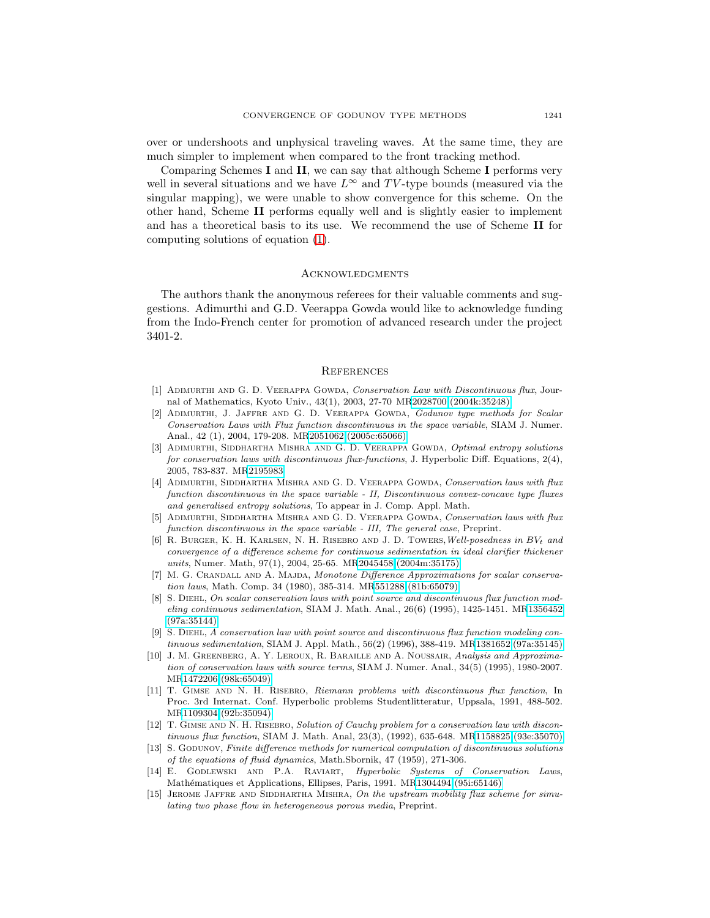over or undershoots and unphysical traveling waves. At the same time, they are much simpler to implement when compared to the front tracking method.

Comparing Schemes **I** and **II**, we can say that although Scheme **I** performs very well in several situations and we have $L^\infty$ and $TV$-type bounds (measured via the singular mapping), we were unable to show convergence for this scheme. On the other hand, Scheme **II** performs equally well and is slightly easier to implement and has a theoretical basis to its use. We recommend the use of Scheme **II** for computing solutions of equation (1).

## Acknowledgments

The authors thank the anonymous referees for their valuable comments and suggestions. Adimurthi and G.D. Veerappa Gowda would like to acknowledge funding from the Indo-French center for promotion of advanced research under the project 3401-2.

## References

[1] Adimurthi and G. D. Veerappa Gowda, *Conservation Law with Discontinuous flux*, Journal of Mathematics, Kyoto Univ., 43(1), 2003, 27-70 MR2028700 (2004k:35248)

[2] Adimurthi, J. Jaffre and G. D. Veerappa Gowda, *Godunov type methods for Scalar Conservation Laws with Flux function discontinuous in the space variable*, SIAM J. Numer. Anal., 42 (1), 2004, 179-208. MR2051062 (2005c:65066)

[3] Adimurthi, Siddhartha Mishra and G. D. Veerappa Gowda, *Optimal entropy solutions for conservation laws with discontinuous flux-functions*, J. Hyperbolic Diff. Equations, 2(4), 2005, 783-837. MR2195983

[4] Adimurthi, Siddhartha Mishra and G. D. Veerappa Gowda, *Conservation laws with flux function discontinuous in the space variable - II, Discontinuous convex-concave type fluxes and generalised entropy solutions*, To appear in J. Comp. Appl. Math.

[5] Adimurthi, Siddhartha Mishra and G. D. Veerappa Gowda, *Conservation laws with flux function discontinuous in the space variable - III, The general case*, Preprint.

[6] R. Burger, K. H. Karlsen, N. H. Risebro and J. D. Towers, *Well-posedness in $BV_t$ and convergence of a difference scheme for continuous sedimentation in ideal clarifier thickener units*, Numer. Math, 97(1), 2004, 25-65. MR2045458 (2004m:35175)

[7] M. G. Crandall and A. Majda, *Monotone Difference Approximations for scalar conservation laws*, Math. Comp. 34 (1980), 385-314. MR551288 (81b:65079)

[8] S. Diehl, *On scalar conservation laws with point source and discontinuous flux function modeling continuous sedimentation*, SIAM J. Math. Anal., 26(6) (1995), 1425-1451. MR1356452 (97a:35144)

[9] S. Diehl, *A conservation law with point source and discontinuous flux function modeling continuous sedimentation*, SIAM J. Appl. Math., 56(2) (1996), 388-419. MR1381652 (97a:35145)

[10] J. M. Greenberg, A. Y. Leroux, R. Baraille and A. Noussair, *Analysis and Approximation of conservation laws with source terms*, SIAM J. Numer. Anal., 34(5) (1995), 1980-2007. MR1472206 (98k:65049)

[11] T. Gimse and N. H. Risebro, *Riemann problems with discontinuous flux function*, In Proc. 3rd Internat. Conf. Hyperbolic problems Studentlitteratur, Uppsala, 1991, 488-502. MR1109304 (92b:35094)

[12] T. Gimse and N. H. Risebro, *Solution of Cauchy problem for a conservation law with discontinuous flux function*, SIAM J. Math. Anal, 23(3), (1992), 635-648. MR1158825 (93e:35070)

[13] S. Godunov, *Finite difference methods for numerical computation of discontinuous solutions of the equations of fluid dynamics*, Math.Sbornik, 47 (1959), 271-306.

[14] E. Godlewski and P.A. Raviart, *Hyperbolic Systems of Conservation Laws*, Mathématiques et Applications, Ellipses, Paris, 1991. MR1304494 (95i:65146)

[15] Jerome Jaffre and Siddhartha Mishra, *On the upstream mobility flux scheme for simulating two phase flow in heterogeneous porous media*, Preprint.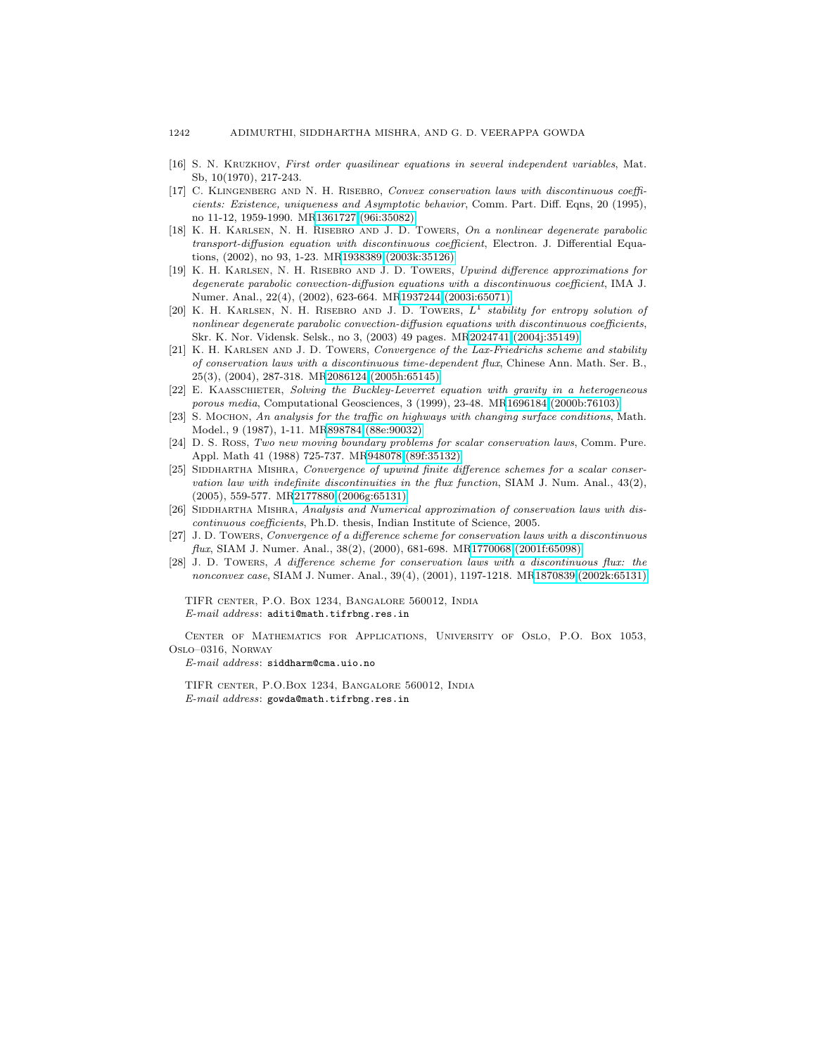[16] S. N. Kruzkhov, *First order quasilinear equations in several independent variables*, Mat. Sb, 10(1970), 217-243.

[17] C. Klingenberg and N. H. Risebro, *Convex conservation laws with discontinuous coefficients: Existence, uniqueness and Asymptotic behavior*, Comm. Part. Diff. Eqns, 20 (1995), no 11-12, 1959-1990. MR1361727 (96i:35082)

[18] K. H. Karlsen, N. H. Risebro and J. D. Towers, *On a nonlinear degenerate parabolic transport-diffusion equation with discontinuous coefficient*, Electron. J. Differential Equations, (2002), no 93, 1-23. MR1938389 (2003k:35126)

[19] K. H. Karlsen, N. H. Risebro and J. D. Towers, *Upwind difference approximations for degenerate parabolic convection-diffusion equations with a discontinuous coefficient*, IMA J. Numer. Anal., 22(4), (2002), 623-664. MR1937244 (2003i:65071)

[20] K. H. Karlsen, N. H. Risebro and J. D. Towers, *$L^1$ stability for entropy solution of nonlinear degenerate parabolic convection-diffusion equations with discontinuous coefficients*, Skr. K. Nor. Vidensk. Selsk., no 3, (2003) 49 pages. MR2024741 (2004j:35149)

[21] K. H. Karlsen and J. D. Towers, *Convergence of the Lax-Friedrichs scheme and stability of conservation laws with a discontinuous time-dependent flux*, Chinese Ann. Math. Ser. B., 25(3), (2004), 287-318. MR2086124 (2005h:65145)

[22] E. Kaasschieter, *Solving the Buckley-Leverret equation with gravity in a heterogeneous porous media*, Computational Geosciences, 3 (1999), 23-48. MR1696184 (2000b:76103)

[23] S. Mochon, *An analysis for the traffic on highways with changing surface conditions*, Math. Model., 9 (1987), 1-11. MR898784 (88e:90032)

[24] D. S. Ross, *Two new moving boundary problems for scalar conservation laws*, Comm. Pure. Appl. Math 41 (1988) 725-737. MR948078 (89f:35132)

[25] Siddhartha Mishra, *Convergence of upwind finite difference schemes for a scalar conservation law with indefinite discontinuities in the flux function*, SIAM J. Num. Anal., 43(2), (2005), 559-577. MR2177880 (2006g:65131)

[26] Siddhartha Mishra, *Analysis and Numerical approximation of conservation laws with discontinuous coefficients*, Ph.D. thesis, Indian Institute of Science, 2005.

[27] J. D. Towers, *Convergence of a difference scheme for conservation laws with a discontinuous flux*, SIAM J. Numer. Anal., 38(2), (2000), 681-698. MR1770068 (2001f:65098)

[28] J. D. Towers, *A difference scheme for conservation laws with a discontinuous flux: the nonconvex case*, SIAM J. Numer. Anal., 39(4), (2001), 1197-1218. MR1870839 (2002k:65131)

TIFR center, P.O. Box 1234, Bangalore 560012, India
*E-mail address*: aditi@math.tifrbng.res.in

Center of Mathematics for Applications, University of Oslo, P.O. Box 1053, Oslo–0316, Norway
*E-mail address*: siddharm@cma.uio.no

TIFR center, P.O.Box 1234, Bangalore 560012, India
*E-mail address*: gowda@math.tifrbng.res.in